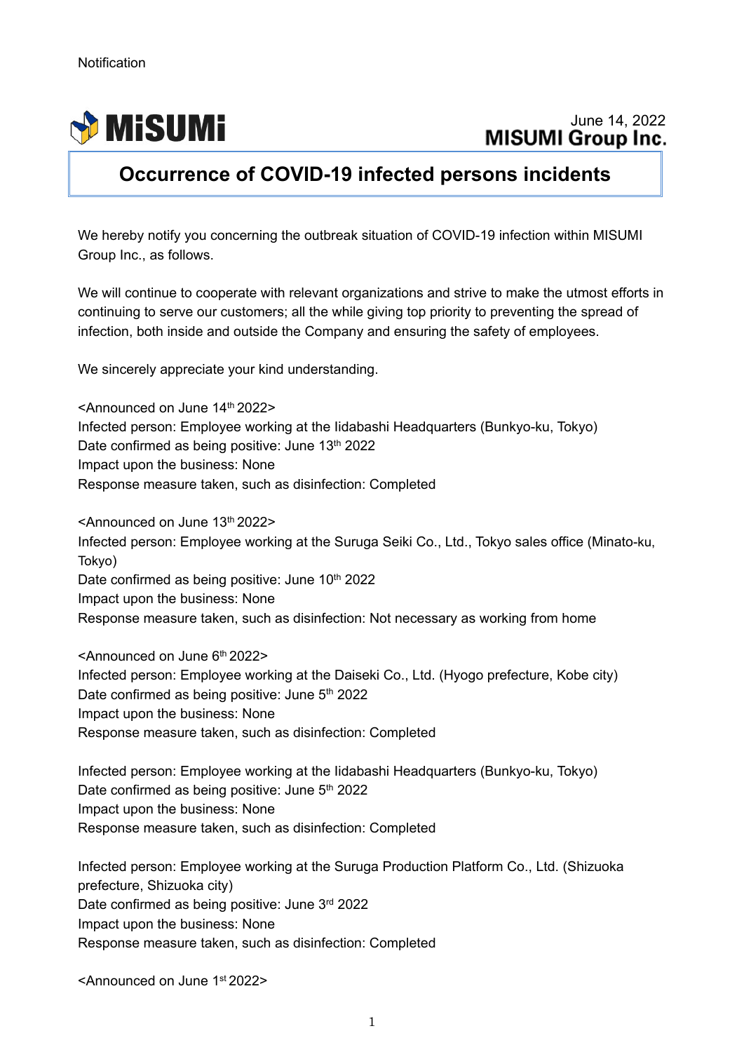Notification

MiSUMi

June 14, 2022
**MISUMI Group Inc.**

# Occurrence of COVID-19 infected persons incidents

We hereby notify you concerning the outbreak situation of COVID-19 infection within MISUMI Group Inc., as follows.

We will continue to cooperate with relevant organizations and strive to make the utmost efforts in continuing to serve our customers; all the while giving top priority to preventing the spread of infection, both inside and outside the Company and ensuring the safety of employees.

We sincerely appreciate your kind understanding.

<Announced on June 14th 2022>
Infected person: Employee working at the Iidabashi Headquarters (Bunkyo-ku, Tokyo)
Date confirmed as being positive: June 13th 2022
Impact upon the business: None
Response measure taken, such as disinfection: Completed

<Announced on June 13th 2022>
Infected person: Employee working at the Suruga Seiki Co., Ltd., Tokyo sales office (Minato-ku, Tokyo)
Date confirmed as being positive: June 10th 2022
Impact upon the business: None
Response measure taken, such as disinfection: Not necessary as working from home

<Announced on June 6th 2022>
Infected person: Employee working at the Daiseki Co., Ltd. (Hyogo prefecture, Kobe city)
Date confirmed as being positive: June 5th 2022
Impact upon the business: None
Response measure taken, such as disinfection: Completed

Infected person: Employee working at the Iidabashi Headquarters (Bunkyo-ku, Tokyo)
Date confirmed as being positive: June 5th 2022
Impact upon the business: None
Response measure taken, such as disinfection: Completed

Infected person: Employee working at the Suruga Production Platform Co., Ltd. (Shizuoka prefecture, Shizuoka city)
Date confirmed as being positive: June 3rd 2022
Impact upon the business: None
Response measure taken, such as disinfection: Completed

<Announced on June 1st 2022>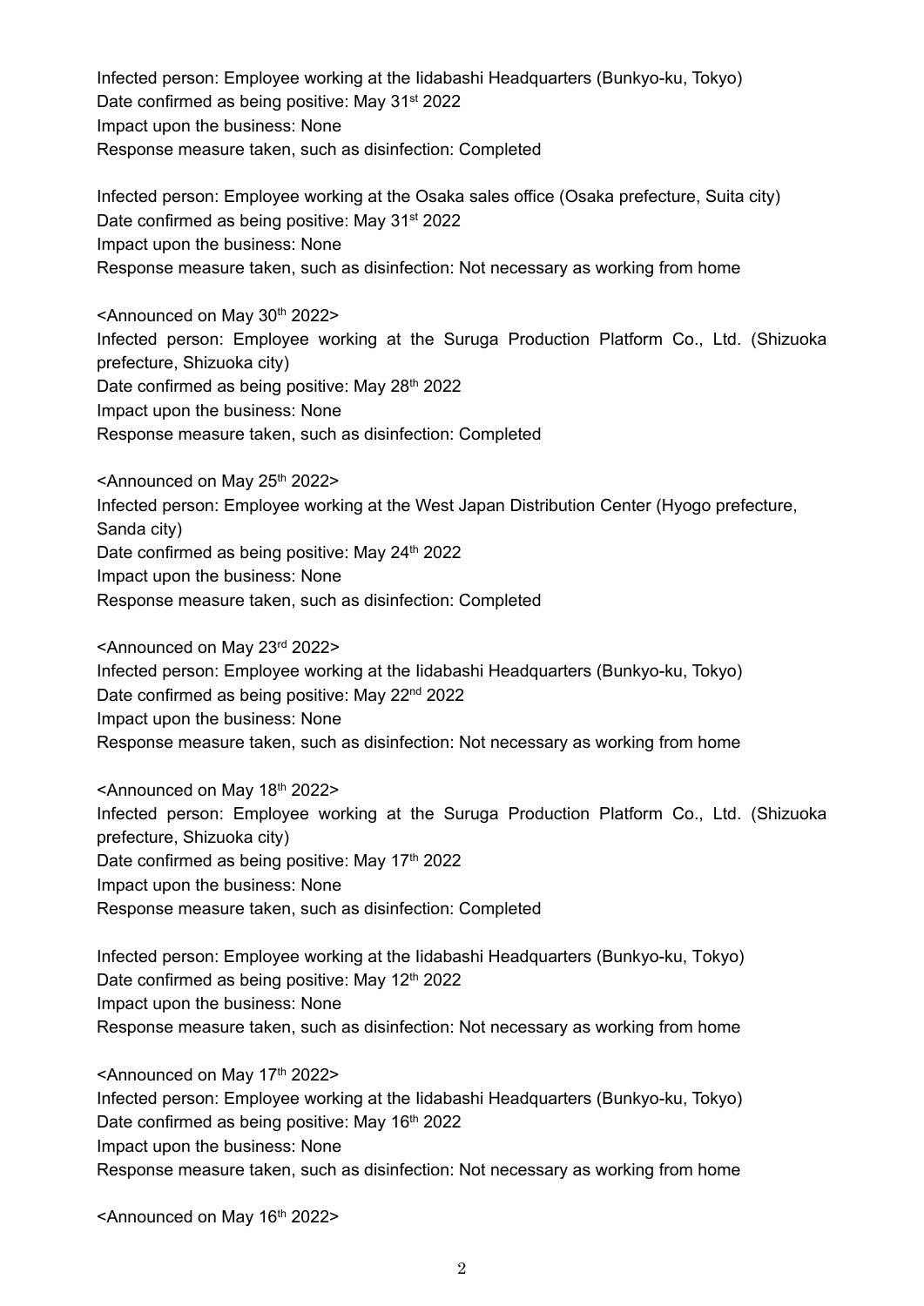Infected person: Employee working at the Iidabashi Headquarters (Bunkyo-ku, Tokyo)
Date confirmed as being positive: May 31st 2022
Impact upon the business: None
Response measure taken, such as disinfection: Completed

Infected person: Employee working at the Osaka sales office (Osaka prefecture, Suita city)
Date confirmed as being positive: May 31st 2022
Impact upon the business: None
Response measure taken, such as disinfection: Not necessary as working from home

<Announced on May 30th 2022>
Infected person: Employee working at the Suruga Production Platform Co., Ltd. (Shizuoka prefecture, Shizuoka city)
Date confirmed as being positive: May 28th 2022
Impact upon the business: None
Response measure taken, such as disinfection: Completed

<Announced on May 25th 2022>
Infected person: Employee working at the West Japan Distribution Center (Hyogo prefecture, Sanda city)
Date confirmed as being positive: May 24th 2022
Impact upon the business: None
Response measure taken, such as disinfection: Completed

<Announced on May 23rd 2022>
Infected person: Employee working at the Iidabashi Headquarters (Bunkyo-ku, Tokyo)
Date confirmed as being positive: May 22nd 2022
Impact upon the business: None
Response measure taken, such as disinfection: Not necessary as working from home

<Announced on May 18th 2022>
Infected person: Employee working at the Suruga Production Platform Co., Ltd. (Shizuoka prefecture, Shizuoka city)
Date confirmed as being positive: May 17th 2022
Impact upon the business: None
Response measure taken, such as disinfection: Completed

Infected person: Employee working at the Iidabashi Headquarters (Bunkyo-ku, Tokyo)
Date confirmed as being positive: May 12th 2022
Impact upon the business: None
Response measure taken, such as disinfection: Not necessary as working from home

<Announced on May 17th 2022>
Infected person: Employee working at the Iidabashi Headquarters (Bunkyo-ku, Tokyo)
Date confirmed as being positive: May 16th 2022
Impact upon the business: None
Response measure taken, such as disinfection: Not necessary as working from home

<Announced on May 16th 2022>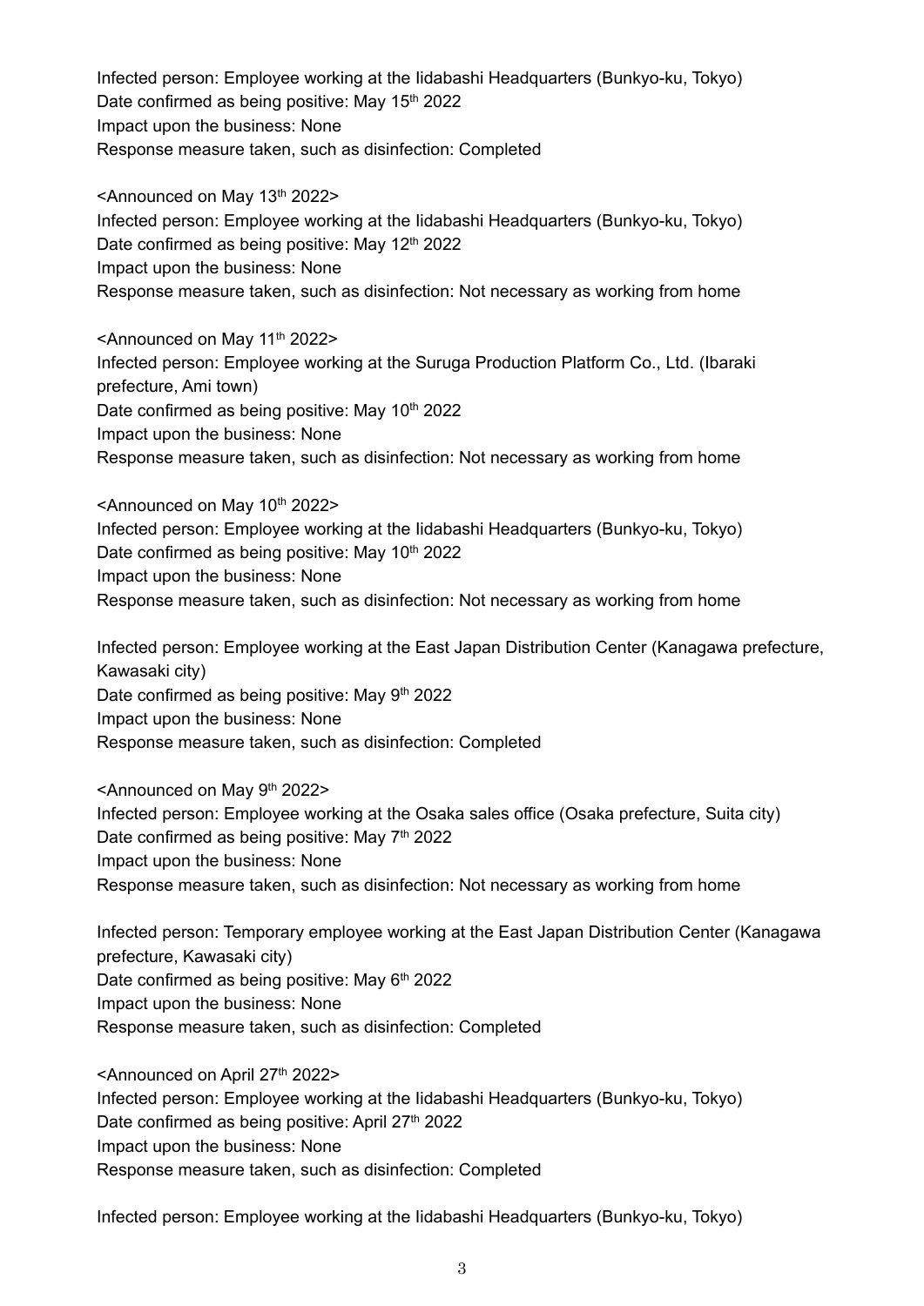Infected person: Employee working at the Iidabashi Headquarters (Bunkyo-ku, Tokyo)
Date confirmed as being positive: May 15th 2022
Impact upon the business: None
Response measure taken, such as disinfection: Completed

<Announced on May 13th 2022>
Infected person: Employee working at the Iidabashi Headquarters (Bunkyo-ku, Tokyo)
Date confirmed as being positive: May 12th 2022
Impact upon the business: None
Response measure taken, such as disinfection: Not necessary as working from home

<Announced on May 11th 2022>
Infected person: Employee working at the Suruga Production Platform Co., Ltd. (Ibaraki prefecture, Ami town)
Date confirmed as being positive: May 10th 2022
Impact upon the business: None
Response measure taken, such as disinfection: Not necessary as working from home

<Announced on May 10th 2022>
Infected person: Employee working at the Iidabashi Headquarters (Bunkyo-ku, Tokyo)
Date confirmed as being positive: May 10th 2022
Impact upon the business: None
Response measure taken, such as disinfection: Not necessary as working from home

Infected person: Employee working at the East Japan Distribution Center (Kanagawa prefecture, Kawasaki city)
Date confirmed as being positive: May 9th 2022
Impact upon the business: None
Response measure taken, such as disinfection: Completed

<Announced on May 9th 2022>
Infected person: Employee working at the Osaka sales office (Osaka prefecture, Suita city)
Date confirmed as being positive: May 7th 2022
Impact upon the business: None
Response measure taken, such as disinfection: Not necessary as working from home

Infected person: Temporary employee working at the East Japan Distribution Center (Kanagawa prefecture, Kawasaki city)
Date confirmed as being positive: May 6th 2022
Impact upon the business: None
Response measure taken, such as disinfection: Completed

<Announced on April 27th 2022>
Infected person: Employee working at the Iidabashi Headquarters (Bunkyo-ku, Tokyo)
Date confirmed as being positive: April 27th 2022
Impact upon the business: None
Response measure taken, such as disinfection: Completed

Infected person: Employee working at the Iidabashi Headquarters (Bunkyo-ku, Tokyo)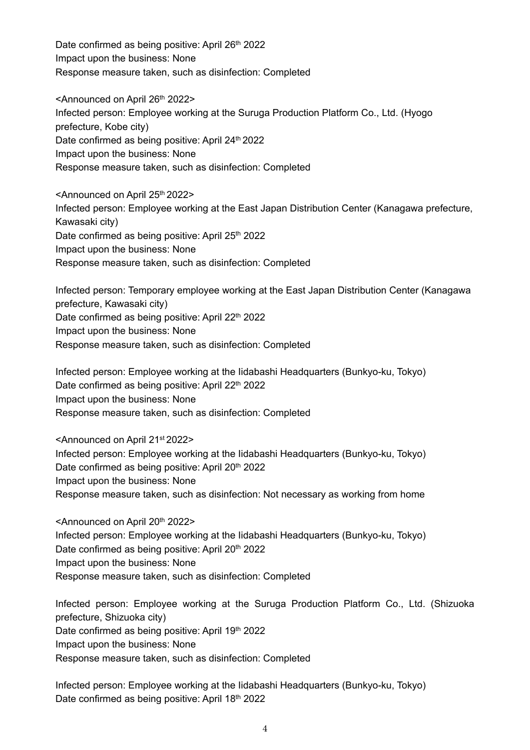Date confirmed as being positive: April 26th 2022
Impact upon the business: None
Response measure taken, such as disinfection: Completed

<Announced on April 26th 2022>
Infected person: Employee working at the Suruga Production Platform Co., Ltd. (Hyogo prefecture, Kobe city)
Date confirmed as being positive: April 24th 2022
Impact upon the business: None
Response measure taken, such as disinfection: Completed

<Announced on April 25th 2022>
Infected person: Employee working at the East Japan Distribution Center (Kanagawa prefecture, Kawasaki city)
Date confirmed as being positive: April 25th 2022
Impact upon the business: None
Response measure taken, such as disinfection: Completed

Infected person: Temporary employee working at the East Japan Distribution Center (Kanagawa prefecture, Kawasaki city)
Date confirmed as being positive: April 22th 2022
Impact upon the business: None
Response measure taken, such as disinfection: Completed

Infected person: Employee working at the Iidabashi Headquarters (Bunkyo-ku, Tokyo)
Date confirmed as being positive: April 22th 2022
Impact upon the business: None
Response measure taken, such as disinfection: Completed

<Announced on April 21st 2022>
Infected person: Employee working at the Iidabashi Headquarters (Bunkyo-ku, Tokyo)
Date confirmed as being positive: April 20th 2022
Impact upon the business: None
Response measure taken, such as disinfection: Not necessary as working from home

<Announced on April 20th 2022>
Infected person: Employee working at the Iidabashi Headquarters (Bunkyo-ku, Tokyo)
Date confirmed as being positive: April 20th 2022
Impact upon the business: None
Response measure taken, such as disinfection: Completed

Infected person: Employee working at the Suruga Production Platform Co., Ltd. (Shizuoka prefecture, Shizuoka city)
Date confirmed as being positive: April 19th 2022
Impact upon the business: None
Response measure taken, such as disinfection: Completed

Infected person: Employee working at the Iidabashi Headquarters (Bunkyo-ku, Tokyo)
Date confirmed as being positive: April 18th 2022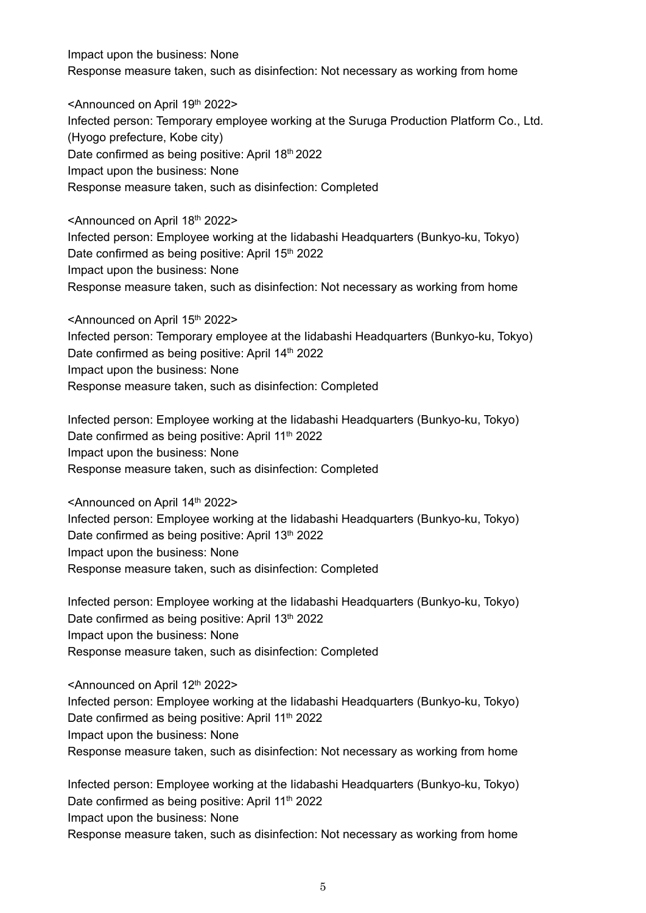Impact upon the business: None
Response measure taken, such as disinfection: Not necessary as working from home

<Announced on April 19th 2022>
Infected person: Temporary employee working at the Suruga Production Platform Co., Ltd. (Hyogo prefecture, Kobe city)
Date confirmed as being positive: April 18th 2022
Impact upon the business: None
Response measure taken, such as disinfection: Completed

<Announced on April 18th 2022>
Infected person: Employee working at the Iidabashi Headquarters (Bunkyo-ku, Tokyo)
Date confirmed as being positive: April 15th 2022
Impact upon the business: None
Response measure taken, such as disinfection: Not necessary as working from home

<Announced on April 15th 2022>
Infected person: Temporary employee at the Iidabashi Headquarters (Bunkyo-ku, Tokyo)
Date confirmed as being positive: April 14th 2022
Impact upon the business: None
Response measure taken, such as disinfection: Completed

Infected person: Employee working at the Iidabashi Headquarters (Bunkyo-ku, Tokyo)
Date confirmed as being positive: April 11th 2022
Impact upon the business: None
Response measure taken, such as disinfection: Completed

<Announced on April 14th 2022>
Infected person: Employee working at the Iidabashi Headquarters (Bunkyo-ku, Tokyo)
Date confirmed as being positive: April 13th 2022
Impact upon the business: None
Response measure taken, such as disinfection: Completed

Infected person: Employee working at the Iidabashi Headquarters (Bunkyo-ku, Tokyo)
Date confirmed as being positive: April 13th 2022
Impact upon the business: None
Response measure taken, such as disinfection: Completed

<Announced on April 12th 2022>
Infected person: Employee working at the Iidabashi Headquarters (Bunkyo-ku, Tokyo)
Date confirmed as being positive: April 11th 2022
Impact upon the business: None
Response measure taken, such as disinfection: Not necessary as working from home

Infected person: Employee working at the Iidabashi Headquarters (Bunkyo-ku, Tokyo)
Date confirmed as being positive: April 11th 2022
Impact upon the business: None
Response measure taken, such as disinfection: Not necessary as working from home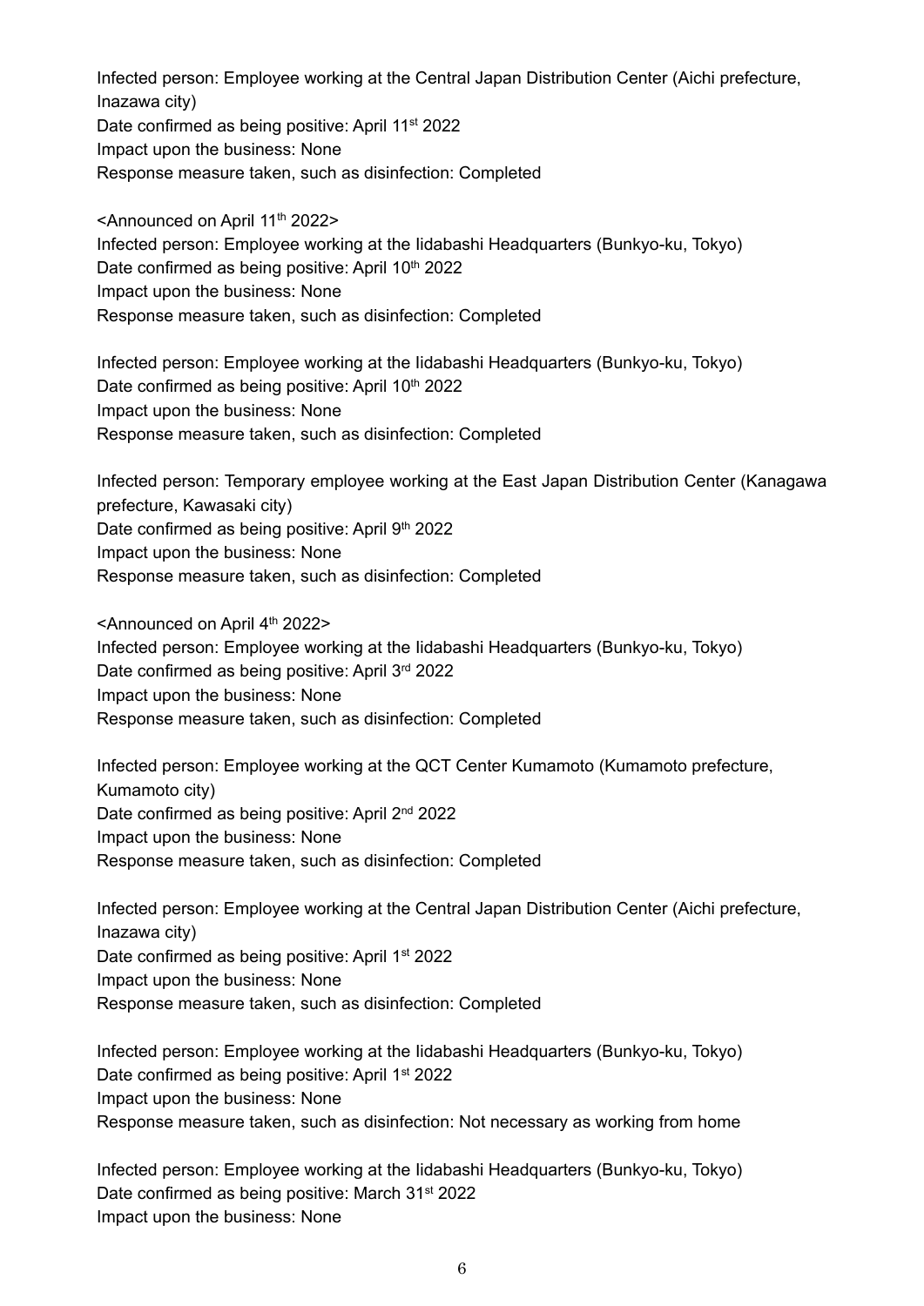Infected person: Employee working at the Central Japan Distribution Center (Aichi prefecture, Inazawa city)
Date confirmed as being positive: April 11st 2022
Impact upon the business: None
Response measure taken, such as disinfection: Completed

<Announced on April 11th 2022>
Infected person: Employee working at the Iidabashi Headquarters (Bunkyo-ku, Tokyo)
Date confirmed as being positive: April 10th 2022
Impact upon the business: None
Response measure taken, such as disinfection: Completed

Infected person: Employee working at the Iidabashi Headquarters (Bunkyo-ku, Tokyo)
Date confirmed as being positive: April 10th 2022
Impact upon the business: None
Response measure taken, such as disinfection: Completed

Infected person: Temporary employee working at the East Japan Distribution Center (Kanagawa prefecture, Kawasaki city)
Date confirmed as being positive: April 9th 2022
Impact upon the business: None
Response measure taken, such as disinfection: Completed

<Announced on April 4th 2022>
Infected person: Employee working at the Iidabashi Headquarters (Bunkyo-ku, Tokyo)
Date confirmed as being positive: April 3rd 2022
Impact upon the business: None
Response measure taken, such as disinfection: Completed

Infected person: Employee working at the QCT Center Kumamoto (Kumamoto prefecture, Kumamoto city)
Date confirmed as being positive: April 2nd 2022
Impact upon the business: None
Response measure taken, such as disinfection: Completed

Infected person: Employee working at the Central Japan Distribution Center (Aichi prefecture, Inazawa city)
Date confirmed as being positive: April 1st 2022
Impact upon the business: None
Response measure taken, such as disinfection: Completed

Infected person: Employee working at the Iidabashi Headquarters (Bunkyo-ku, Tokyo)
Date confirmed as being positive: April 1st 2022
Impact upon the business: None
Response measure taken, such as disinfection: Not necessary as working from home

Infected person: Employee working at the Iidabashi Headquarters (Bunkyo-ku, Tokyo)
Date confirmed as being positive: March 31st 2022
Impact upon the business: None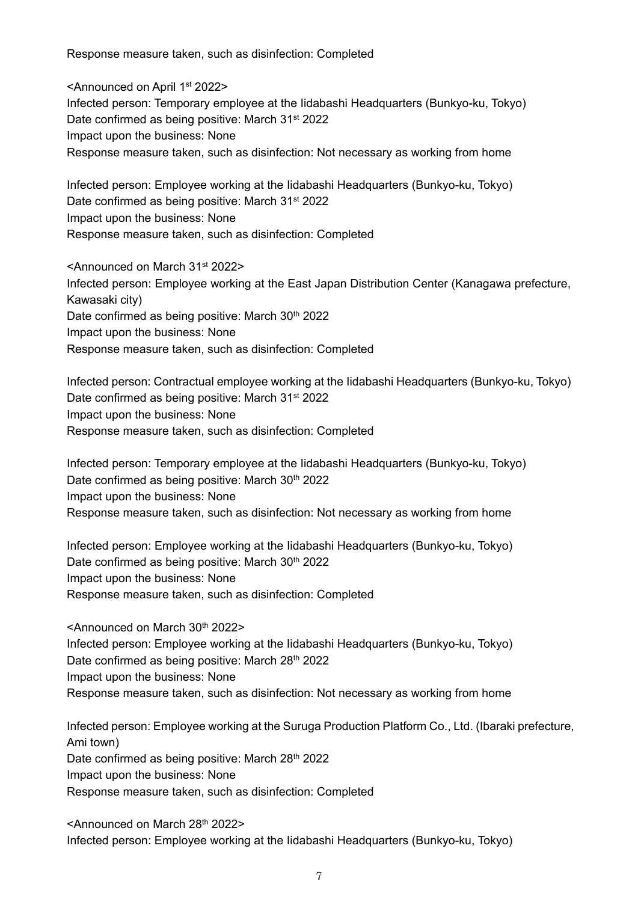Response measure taken, such as disinfection: Completed

<Announced on April 1st 2022>
Infected person: Temporary employee at the Iidabashi Headquarters (Bunkyo-ku, Tokyo)
Date confirmed as being positive: March 31st 2022
Impact upon the business: None
Response measure taken, such as disinfection: Not necessary as working from home

Infected person: Employee working at the Iidabashi Headquarters (Bunkyo-ku, Tokyo)
Date confirmed as being positive: March 31st 2022
Impact upon the business: None
Response measure taken, such as disinfection: Completed

<Announced on March 31st 2022>
Infected person: Employee working at the East Japan Distribution Center (Kanagawa prefecture, Kawasaki city)
Date confirmed as being positive: March 30th 2022
Impact upon the business: None
Response measure taken, such as disinfection: Completed

Infected person: Contractual employee working at the Iidabashi Headquarters (Bunkyo-ku, Tokyo)
Date confirmed as being positive: March 31st 2022
Impact upon the business: None
Response measure taken, such as disinfection: Completed

Infected person: Temporary employee at the Iidabashi Headquarters (Bunkyo-ku, Tokyo)
Date confirmed as being positive: March 30th 2022
Impact upon the business: None
Response measure taken, such as disinfection: Not necessary as working from home

Infected person: Employee working at the Iidabashi Headquarters (Bunkyo-ku, Tokyo)
Date confirmed as being positive: March 30th 2022
Impact upon the business: None
Response measure taken, such as disinfection: Completed

<Announced on March 30th 2022>
Infected person: Employee working at the Iidabashi Headquarters (Bunkyo-ku, Tokyo)
Date confirmed as being positive: March 28th 2022
Impact upon the business: None
Response measure taken, such as disinfection: Not necessary as working from home

Infected person: Employee working at the Suruga Production Platform Co., Ltd. (Ibaraki prefecture, Ami town)
Date confirmed as being positive: March 28th 2022
Impact upon the business: None
Response measure taken, such as disinfection: Completed

<Announced on March 28th 2022>
Infected person: Employee working at the Iidabashi Headquarters (Bunkyo-ku, Tokyo)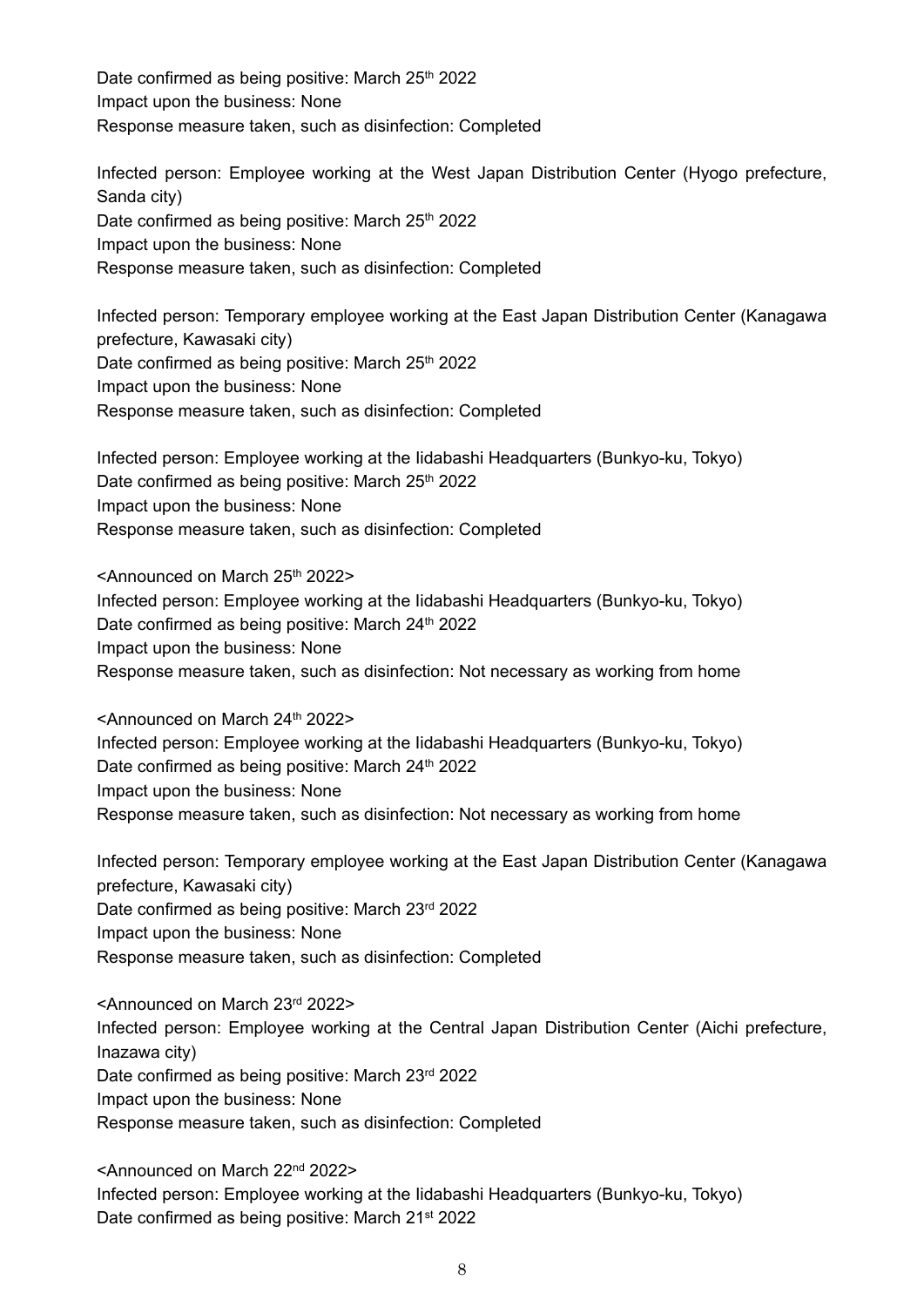Date confirmed as being positive: March 25th 2022
Impact upon the business: None
Response measure taken, such as disinfection: Completed

Infected person: Employee working at the West Japan Distribution Center (Hyogo prefecture, Sanda city)
Date confirmed as being positive: March 25th 2022
Impact upon the business: None
Response measure taken, such as disinfection: Completed

Infected person: Temporary employee working at the East Japan Distribution Center (Kanagawa prefecture, Kawasaki city)
Date confirmed as being positive: March 25th 2022
Impact upon the business: None
Response measure taken, such as disinfection: Completed

Infected person: Employee working at the Iidabashi Headquarters (Bunkyo-ku, Tokyo)
Date confirmed as being positive: March 25th 2022
Impact upon the business: None
Response measure taken, such as disinfection: Completed

<Announced on March 25th 2022>
Infected person: Employee working at the Iidabashi Headquarters (Bunkyo-ku, Tokyo)
Date confirmed as being positive: March 24th 2022
Impact upon the business: None
Response measure taken, such as disinfection: Not necessary as working from home

<Announced on March 24th 2022>
Infected person: Employee working at the Iidabashi Headquarters (Bunkyo-ku, Tokyo)
Date confirmed as being positive: March 24th 2022
Impact upon the business: None
Response measure taken, such as disinfection: Not necessary as working from home

Infected person: Temporary employee working at the East Japan Distribution Center (Kanagawa prefecture, Kawasaki city)
Date confirmed as being positive: March 23rd 2022
Impact upon the business: None
Response measure taken, such as disinfection: Completed

<Announced on March 23rd 2022>
Infected person: Employee working at the Central Japan Distribution Center (Aichi prefecture, Inazawa city)
Date confirmed as being positive: March 23rd 2022
Impact upon the business: None
Response measure taken, such as disinfection: Completed

<Announced on March 22nd 2022>
Infected person: Employee working at the Iidabashi Headquarters (Bunkyo-ku, Tokyo)
Date confirmed as being positive: March 21st 2022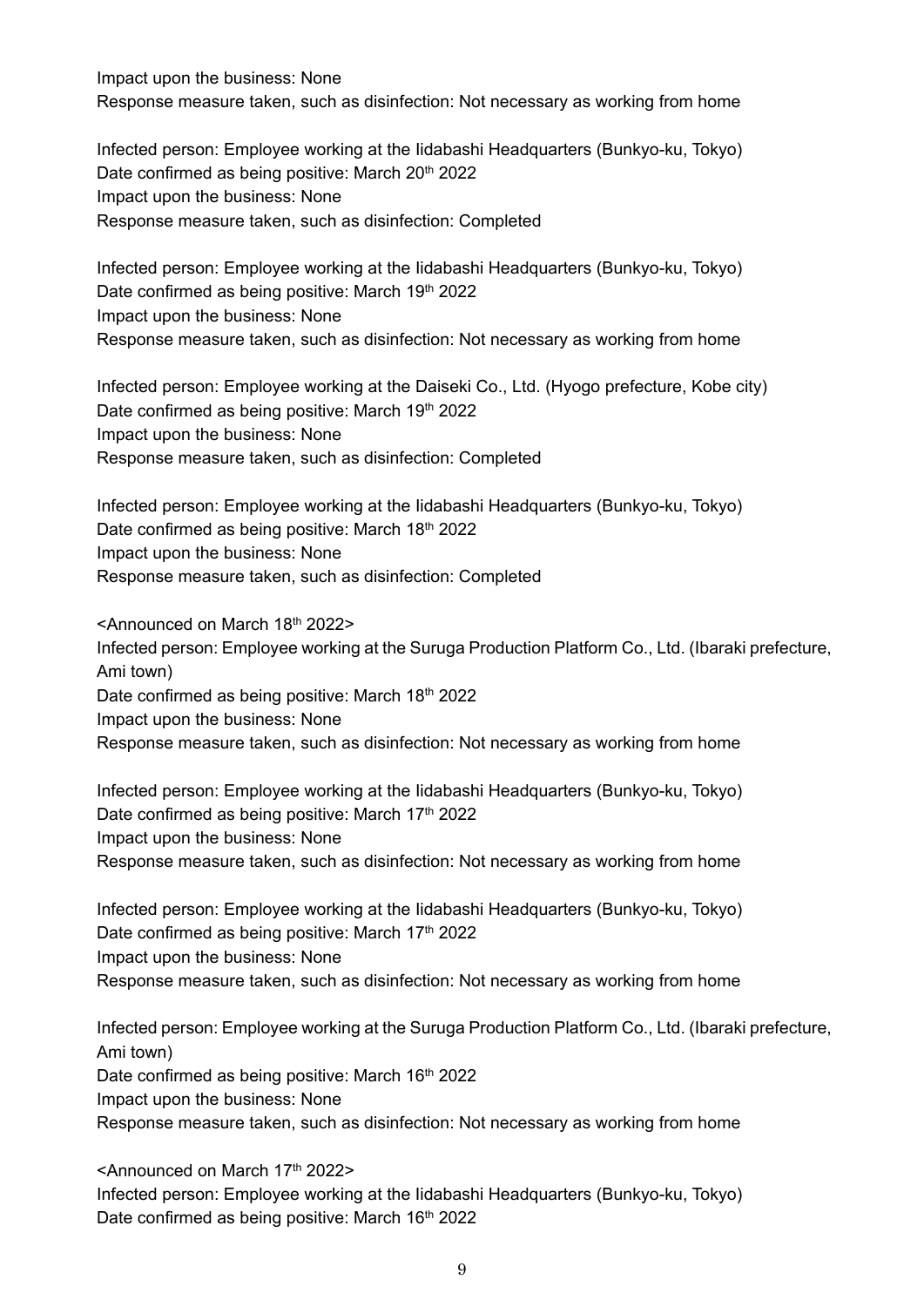Impact upon the business: None
Response measure taken, such as disinfection: Not necessary as working from home

Infected person: Employee working at the Iidabashi Headquarters (Bunkyo-ku, Tokyo)
Date confirmed as being positive: March 20th 2022
Impact upon the business: None
Response measure taken, such as disinfection: Completed

Infected person: Employee working at the Iidabashi Headquarters (Bunkyo-ku, Tokyo)
Date confirmed as being positive: March 19th 2022
Impact upon the business: None
Response measure taken, such as disinfection: Not necessary as working from home

Infected person: Employee working at the Daiseki Co., Ltd. (Hyogo prefecture, Kobe city)
Date confirmed as being positive: March 19th 2022
Impact upon the business: None
Response measure taken, such as disinfection: Completed

Infected person: Employee working at the Iidabashi Headquarters (Bunkyo-ku, Tokyo)
Date confirmed as being positive: March 18th 2022
Impact upon the business: None
Response measure taken, such as disinfection: Completed

<Announced on March 18th 2022>
Infected person: Employee working at the Suruga Production Platform Co., Ltd. (Ibaraki prefecture, Ami town)
Date confirmed as being positive: March 18th 2022
Impact upon the business: None
Response measure taken, such as disinfection: Not necessary as working from home

Infected person: Employee working at the Iidabashi Headquarters (Bunkyo-ku, Tokyo)
Date confirmed as being positive: March 17th 2022
Impact upon the business: None
Response measure taken, such as disinfection: Not necessary as working from home

Infected person: Employee working at the Iidabashi Headquarters (Bunkyo-ku, Tokyo)
Date confirmed as being positive: March 17th 2022
Impact upon the business: None
Response measure taken, such as disinfection: Not necessary as working from home

Infected person: Employee working at the Suruga Production Platform Co., Ltd. (Ibaraki prefecture, Ami town)
Date confirmed as being positive: March 16th 2022
Impact upon the business: None
Response measure taken, such as disinfection: Not necessary as working from home

<Announced on March 17th 2022>
Infected person: Employee working at the Iidabashi Headquarters (Bunkyo-ku, Tokyo)
Date confirmed as being positive: March 16th 2022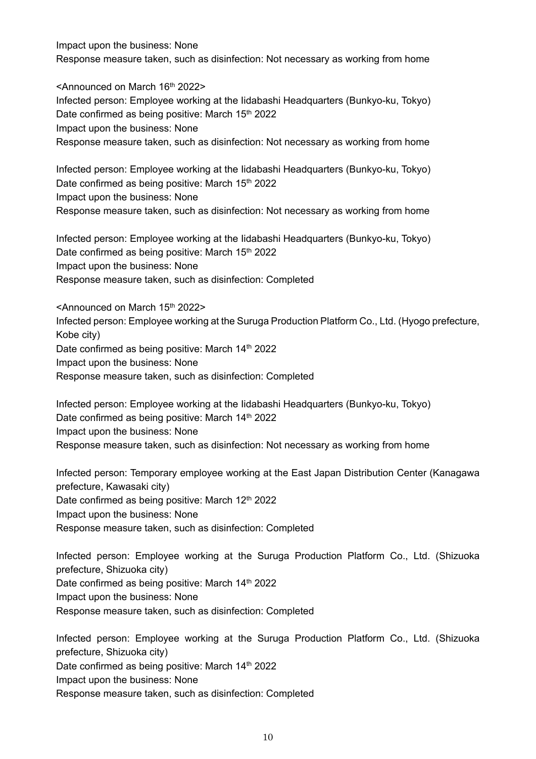Impact upon the business: None
Response measure taken, such as disinfection: Not necessary as working from home

<Announced on March 16th 2022>
Infected person: Employee working at the Iidabashi Headquarters (Bunkyo-ku, Tokyo)
Date confirmed as being positive: March 15th 2022
Impact upon the business: None
Response measure taken, such as disinfection: Not necessary as working from home

Infected person: Employee working at the Iidabashi Headquarters (Bunkyo-ku, Tokyo)
Date confirmed as being positive: March 15th 2022
Impact upon the business: None
Response measure taken, such as disinfection: Not necessary as working from home

Infected person: Employee working at the Iidabashi Headquarters (Bunkyo-ku, Tokyo)
Date confirmed as being positive: March 15th 2022
Impact upon the business: None
Response measure taken, such as disinfection: Completed

<Announced on March 15th 2022>
Infected person: Employee working at the Suruga Production Platform Co., Ltd. (Hyogo prefecture, Kobe city)
Date confirmed as being positive: March 14th 2022
Impact upon the business: None
Response measure taken, such as disinfection: Completed

Infected person: Employee working at the Iidabashi Headquarters (Bunkyo-ku, Tokyo)
Date confirmed as being positive: March 14th 2022
Impact upon the business: None
Response measure taken, such as disinfection: Not necessary as working from home

Infected person: Temporary employee working at the East Japan Distribution Center (Kanagawa prefecture, Kawasaki city)
Date confirmed as being positive: March 12th 2022
Impact upon the business: None
Response measure taken, such as disinfection: Completed

Infected person: Employee working at the Suruga Production Platform Co., Ltd. (Shizuoka prefecture, Shizuoka city)
Date confirmed as being positive: March 14th 2022
Impact upon the business: None
Response measure taken, such as disinfection: Completed

Infected person: Employee working at the Suruga Production Platform Co., Ltd. (Shizuoka prefecture, Shizuoka city)
Date confirmed as being positive: March 14th 2022
Impact upon the business: None
Response measure taken, such as disinfection: Completed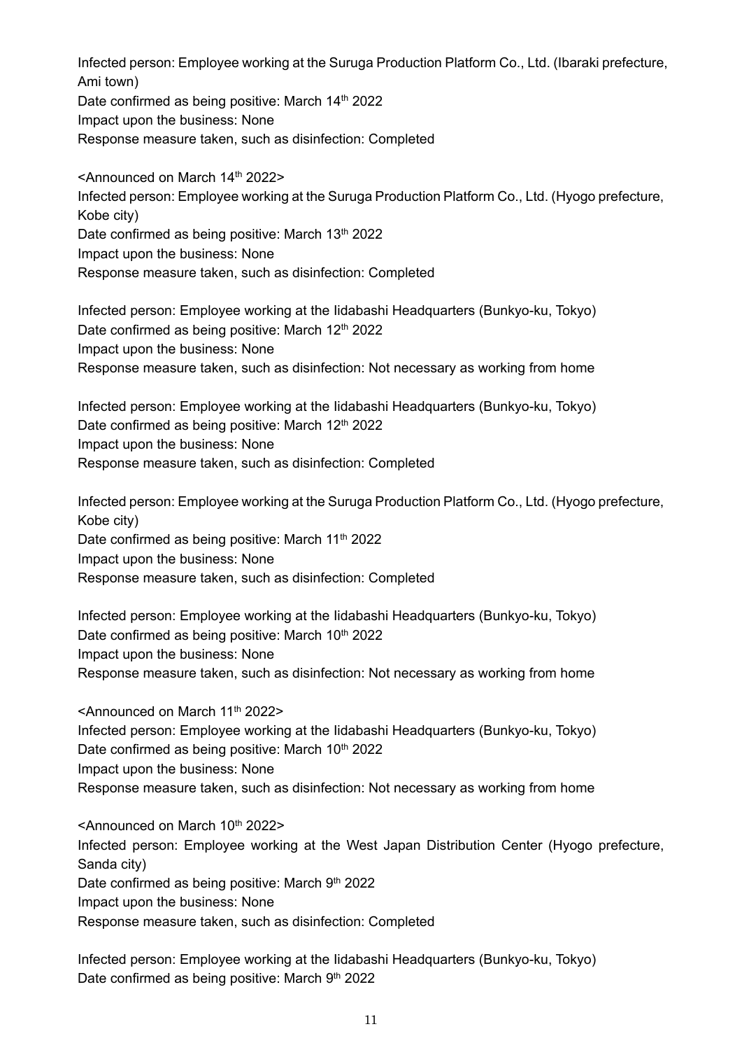Infected person: Employee working at the Suruga Production Platform Co., Ltd. (Ibaraki prefecture, Ami town)
Date confirmed as being positive: March 14th 2022
Impact upon the business: None
Response measure taken, such as disinfection: Completed

<Announced on March 14th 2022>
Infected person: Employee working at the Suruga Production Platform Co., Ltd. (Hyogo prefecture, Kobe city)
Date confirmed as being positive: March 13th 2022
Impact upon the business: None
Response measure taken, such as disinfection: Completed

Infected person: Employee working at the Iidabashi Headquarters (Bunkyo-ku, Tokyo)
Date confirmed as being positive: March 12th 2022
Impact upon the business: None
Response measure taken, such as disinfection: Not necessary as working from home

Infected person: Employee working at the Iidabashi Headquarters (Bunkyo-ku, Tokyo)
Date confirmed as being positive: March 12th 2022
Impact upon the business: None
Response measure taken, such as disinfection: Completed

Infected person: Employee working at the Suruga Production Platform Co., Ltd. (Hyogo prefecture, Kobe city)
Date confirmed as being positive: March 11th 2022
Impact upon the business: None
Response measure taken, such as disinfection: Completed

Infected person: Employee working at the Iidabashi Headquarters (Bunkyo-ku, Tokyo)
Date confirmed as being positive: March 10th 2022
Impact upon the business: None
Response measure taken, such as disinfection: Not necessary as working from home

<Announced on March 11th 2022>
Infected person: Employee working at the Iidabashi Headquarters (Bunkyo-ku, Tokyo)
Date confirmed as being positive: March 10th 2022
Impact upon the business: None
Response measure taken, such as disinfection: Not necessary as working from home

<Announced on March 10th 2022>
Infected person: Employee working at the West Japan Distribution Center (Hyogo prefecture, Sanda city)
Date confirmed as being positive: March 9th 2022
Impact upon the business: None
Response measure taken, such as disinfection: Completed

Infected person: Employee working at the Iidabashi Headquarters (Bunkyo-ku, Tokyo)
Date confirmed as being positive: March 9th 2022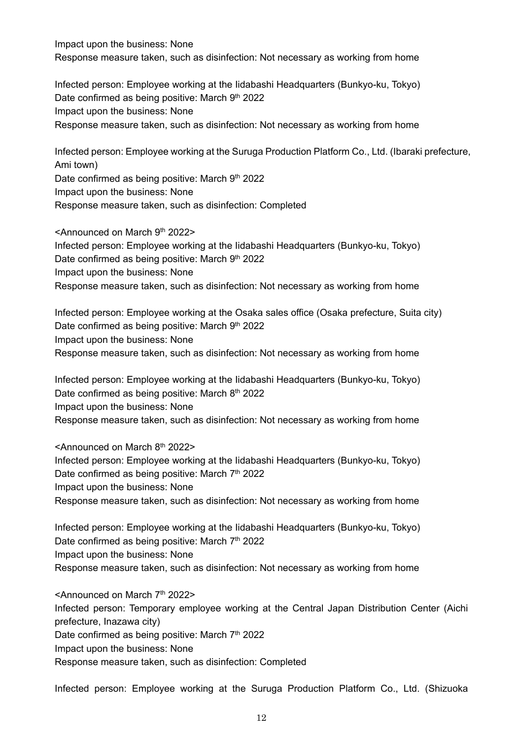Impact upon the business: None
Response measure taken, such as disinfection: Not necessary as working from home

Infected person: Employee working at the Iidabashi Headquarters (Bunkyo-ku, Tokyo)
Date confirmed as being positive: March 9th 2022
Impact upon the business: None
Response measure taken, such as disinfection: Not necessary as working from home

Infected person: Employee working at the Suruga Production Platform Co., Ltd. (Ibaraki prefecture, Ami town)
Date confirmed as being positive: March 9th 2022
Impact upon the business: None
Response measure taken, such as disinfection: Completed

<Announced on March 9th 2022>
Infected person: Employee working at the Iidabashi Headquarters (Bunkyo-ku, Tokyo)
Date confirmed as being positive: March 9th 2022
Impact upon the business: None
Response measure taken, such as disinfection: Not necessary as working from home

Infected person: Employee working at the Osaka sales office (Osaka prefecture, Suita city)
Date confirmed as being positive: March 9th 2022
Impact upon the business: None
Response measure taken, such as disinfection: Not necessary as working from home

Infected person: Employee working at the Iidabashi Headquarters (Bunkyo-ku, Tokyo)
Date confirmed as being positive: March 8th 2022
Impact upon the business: None
Response measure taken, such as disinfection: Not necessary as working from home

<Announced on March 8th 2022>
Infected person: Employee working at the Iidabashi Headquarters (Bunkyo-ku, Tokyo)
Date confirmed as being positive: March 7th 2022
Impact upon the business: None
Response measure taken, such as disinfection: Not necessary as working from home

Infected person: Employee working at the Iidabashi Headquarters (Bunkyo-ku, Tokyo)
Date confirmed as being positive: March 7th 2022
Impact upon the business: None
Response measure taken, such as disinfection: Not necessary as working from home

<Announced on March 7th 2022>
Infected person: Temporary employee working at the Central Japan Distribution Center (Aichi prefecture, Inazawa city)
Date confirmed as being positive: March 7th 2022
Impact upon the business: None
Response measure taken, such as disinfection: Completed

Infected person: Employee working at the Suruga Production Platform Co., Ltd. (Shizuoka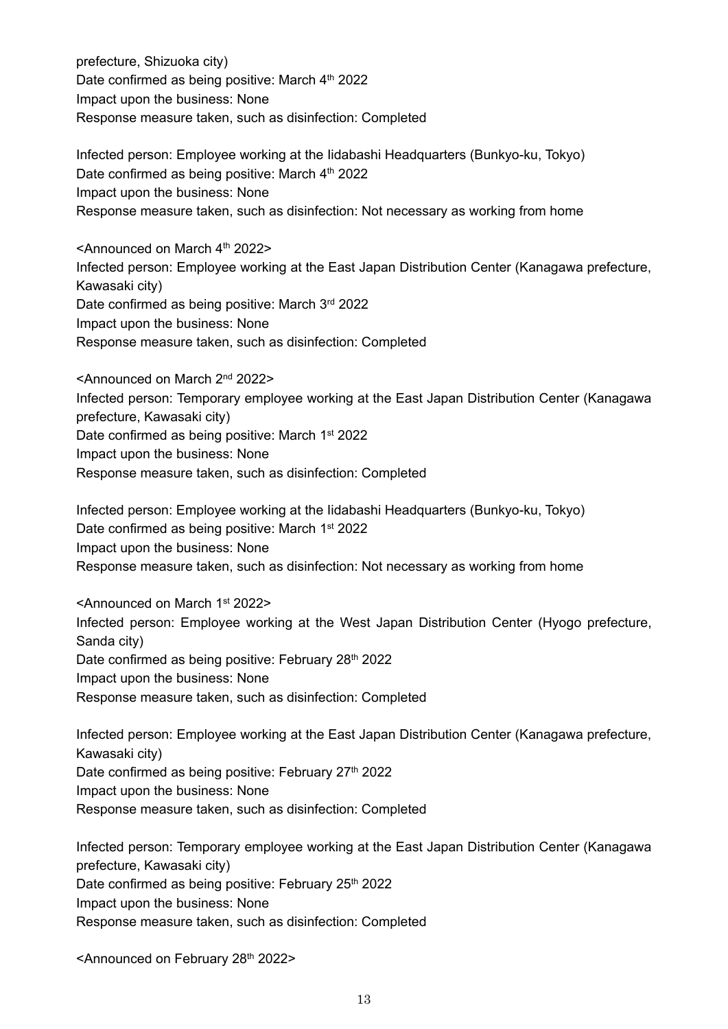prefecture, Shizuoka city)
Date confirmed as being positive: March 4th 2022
Impact upon the business: None
Response measure taken, such as disinfection: Completed

Infected person: Employee working at the Iidabashi Headquarters (Bunkyo-ku, Tokyo)
Date confirmed as being positive: March 4th 2022
Impact upon the business: None
Response measure taken, such as disinfection: Not necessary as working from home

<Announced on March 4th 2022>
Infected person: Employee working at the East Japan Distribution Center (Kanagawa prefecture, Kawasaki city)
Date confirmed as being positive: March 3rd 2022
Impact upon the business: None
Response measure taken, such as disinfection: Completed

<Announced on March 2nd 2022>
Infected person: Temporary employee working at the East Japan Distribution Center (Kanagawa prefecture, Kawasaki city)
Date confirmed as being positive: March 1st 2022
Impact upon the business: None
Response measure taken, such as disinfection: Completed

Infected person: Employee working at the Iidabashi Headquarters (Bunkyo-ku, Tokyo)
Date confirmed as being positive: March 1st 2022
Impact upon the business: None
Response measure taken, such as disinfection: Not necessary as working from home

<Announced on March 1st 2022>
Infected person: Employee working at the West Japan Distribution Center (Hyogo prefecture, Sanda city)
Date confirmed as being positive: February 28th 2022
Impact upon the business: None
Response measure taken, such as disinfection: Completed

Infected person: Employee working at the East Japan Distribution Center (Kanagawa prefecture, Kawasaki city)
Date confirmed as being positive: February 27th 2022
Impact upon the business: None
Response measure taken, such as disinfection: Completed

Infected person: Temporary employee working at the East Japan Distribution Center (Kanagawa prefecture, Kawasaki city)
Date confirmed as being positive: February 25th 2022
Impact upon the business: None
Response measure taken, such as disinfection: Completed

<Announced on February 28th 2022>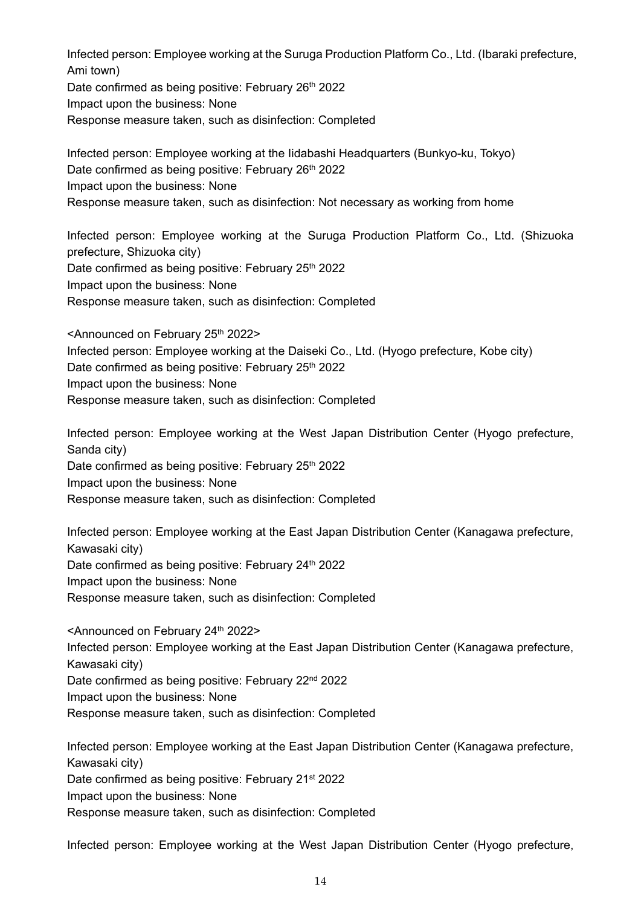Infected person: Employee working at the Suruga Production Platform Co., Ltd. (Ibaraki prefecture, Ami town)
Date confirmed as being positive: February 26th 2022
Impact upon the business: None
Response measure taken, such as disinfection: Completed

Infected person: Employee working at the Iidabashi Headquarters (Bunkyo-ku, Tokyo)
Date confirmed as being positive: February 26th 2022
Impact upon the business: None
Response measure taken, such as disinfection: Not necessary as working from home

Infected person: Employee working at the Suruga Production Platform Co., Ltd. (Shizuoka prefecture, Shizuoka city)
Date confirmed as being positive: February 25th 2022
Impact upon the business: None
Response measure taken, such as disinfection: Completed

<Announced on February 25th 2022>
Infected person: Employee working at the Daiseki Co., Ltd. (Hyogo prefecture, Kobe city)
Date confirmed as being positive: February 25th 2022
Impact upon the business: None
Response measure taken, such as disinfection: Completed

Infected person: Employee working at the West Japan Distribution Center (Hyogo prefecture, Sanda city)
Date confirmed as being positive: February 25th 2022
Impact upon the business: None
Response measure taken, such as disinfection: Completed

Infected person: Employee working at the East Japan Distribution Center (Kanagawa prefecture, Kawasaki city)
Date confirmed as being positive: February 24th 2022
Impact upon the business: None
Response measure taken, such as disinfection: Completed

<Announced on February 24th 2022>
Infected person: Employee working at the East Japan Distribution Center (Kanagawa prefecture, Kawasaki city)
Date confirmed as being positive: February 22nd 2022
Impact upon the business: None
Response measure taken, such as disinfection: Completed

Infected person: Employee working at the East Japan Distribution Center (Kanagawa prefecture, Kawasaki city)
Date confirmed as being positive: February 21st 2022
Impact upon the business: None
Response measure taken, such as disinfection: Completed

Infected person: Employee working at the West Japan Distribution Center (Hyogo prefecture,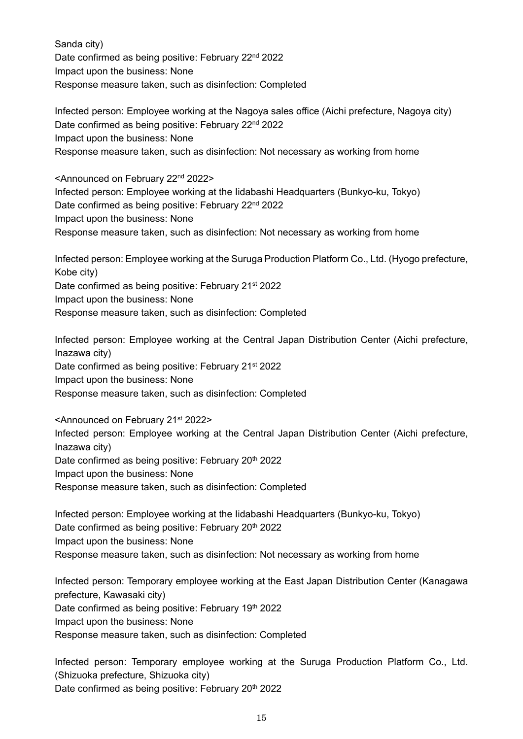Sanda city)
Date confirmed as being positive: February 22nd 2022
Impact upon the business: None
Response measure taken, such as disinfection: Completed

Infected person: Employee working at the Nagoya sales office (Aichi prefecture, Nagoya city)
Date confirmed as being positive: February 22nd 2022
Impact upon the business: None
Response measure taken, such as disinfection: Not necessary as working from home

<Announced on February 22nd 2022>
Infected person: Employee working at the Iidabashi Headquarters (Bunkyo-ku, Tokyo)
Date confirmed as being positive: February 22nd 2022
Impact upon the business: None
Response measure taken, such as disinfection: Not necessary as working from home

Infected person: Employee working at the Suruga Production Platform Co., Ltd. (Hyogo prefecture, Kobe city)
Date confirmed as being positive: February 21st 2022
Impact upon the business: None
Response measure taken, such as disinfection: Completed

Infected person: Employee working at the Central Japan Distribution Center (Aichi prefecture, Inazawa city)
Date confirmed as being positive: February 21st 2022
Impact upon the business: None
Response measure taken, such as disinfection: Completed

<Announced on February 21st 2022>
Infected person: Employee working at the Central Japan Distribution Center (Aichi prefecture, Inazawa city)
Date confirmed as being positive: February 20th 2022
Impact upon the business: None
Response measure taken, such as disinfection: Completed

Infected person: Employee working at the Iidabashi Headquarters (Bunkyo-ku, Tokyo)
Date confirmed as being positive: February 20th 2022
Impact upon the business: None
Response measure taken, such as disinfection: Not necessary as working from home

Infected person: Temporary employee working at the East Japan Distribution Center (Kanagawa prefecture, Kawasaki city)
Date confirmed as being positive: February 19th 2022
Impact upon the business: None
Response measure taken, such as disinfection: Completed

Infected person: Temporary employee working at the Suruga Production Platform Co., Ltd. (Shizuoka prefecture, Shizuoka city)
Date confirmed as being positive: February 20th 2022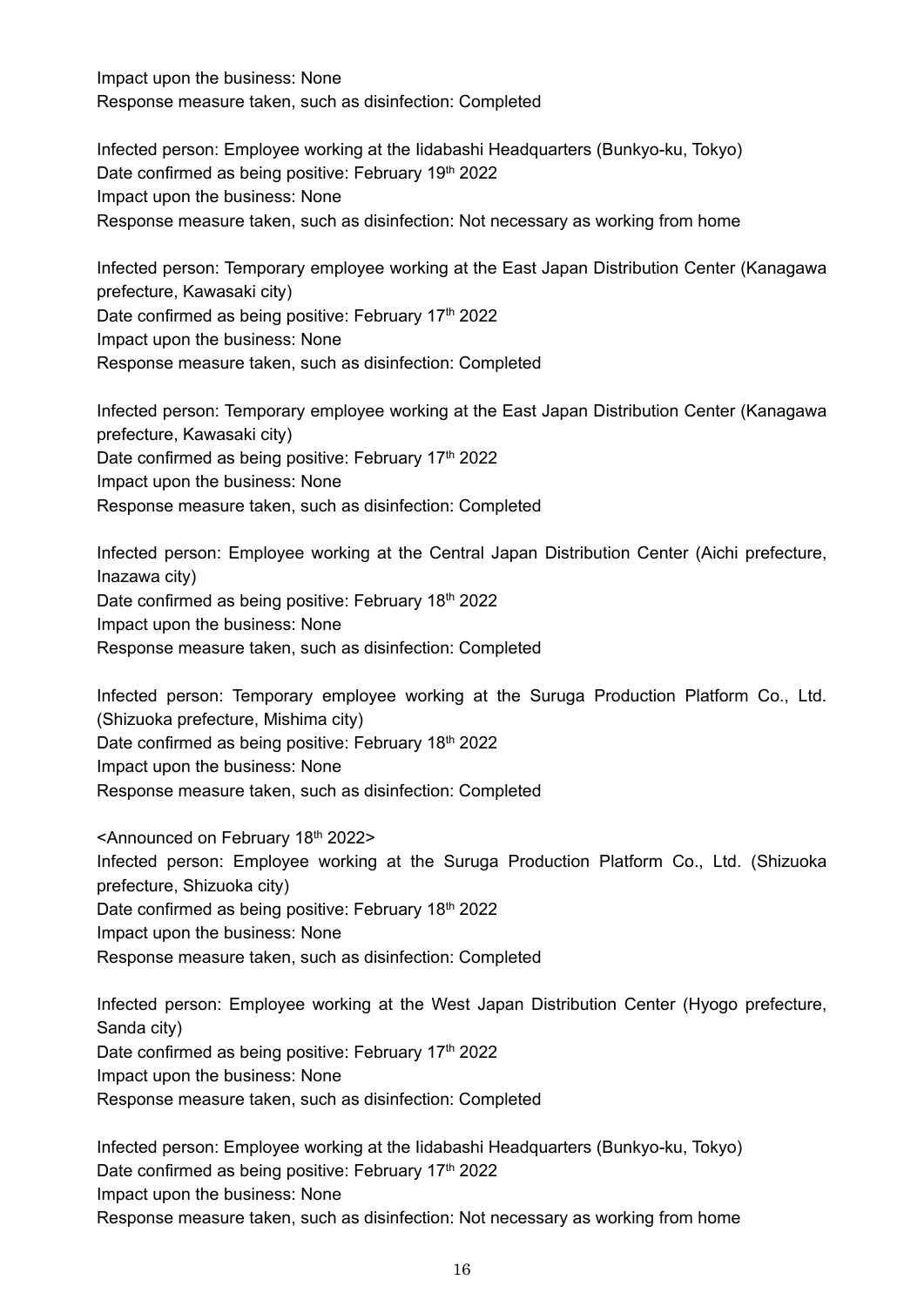Impact upon the business: None
Response measure taken, such as disinfection: Completed

Infected person: Employee working at the Iidabashi Headquarters (Bunkyo-ku, Tokyo)
Date confirmed as being positive: February 19th 2022
Impact upon the business: None
Response measure taken, such as disinfection: Not necessary as working from home

Infected person: Temporary employee working at the East Japan Distribution Center (Kanagawa prefecture, Kawasaki city)
Date confirmed as being positive: February 17th 2022
Impact upon the business: None
Response measure taken, such as disinfection: Completed

Infected person: Temporary employee working at the East Japan Distribution Center (Kanagawa prefecture, Kawasaki city)
Date confirmed as being positive: February 17th 2022
Impact upon the business: None
Response measure taken, such as disinfection: Completed

Infected person: Employee working at the Central Japan Distribution Center (Aichi prefecture, Inazawa city)
Date confirmed as being positive: February 18th 2022
Impact upon the business: None
Response measure taken, such as disinfection: Completed

Infected person: Temporary employee working at the Suruga Production Platform Co., Ltd. (Shizuoka prefecture, Mishima city)
Date confirmed as being positive: February 18th 2022
Impact upon the business: None
Response measure taken, such as disinfection: Completed

<Announced on February 18th 2022>
Infected person: Employee working at the Suruga Production Platform Co., Ltd. (Shizuoka prefecture, Shizuoka city)
Date confirmed as being positive: February 18th 2022
Impact upon the business: None
Response measure taken, such as disinfection: Completed

Infected person: Employee working at the West Japan Distribution Center (Hyogo prefecture, Sanda city)
Date confirmed as being positive: February 17th 2022
Impact upon the business: None
Response measure taken, such as disinfection: Completed

Infected person: Employee working at the Iidabashi Headquarters (Bunkyo-ku, Tokyo)
Date confirmed as being positive: February 17th 2022
Impact upon the business: None
Response measure taken, such as disinfection: Not necessary as working from home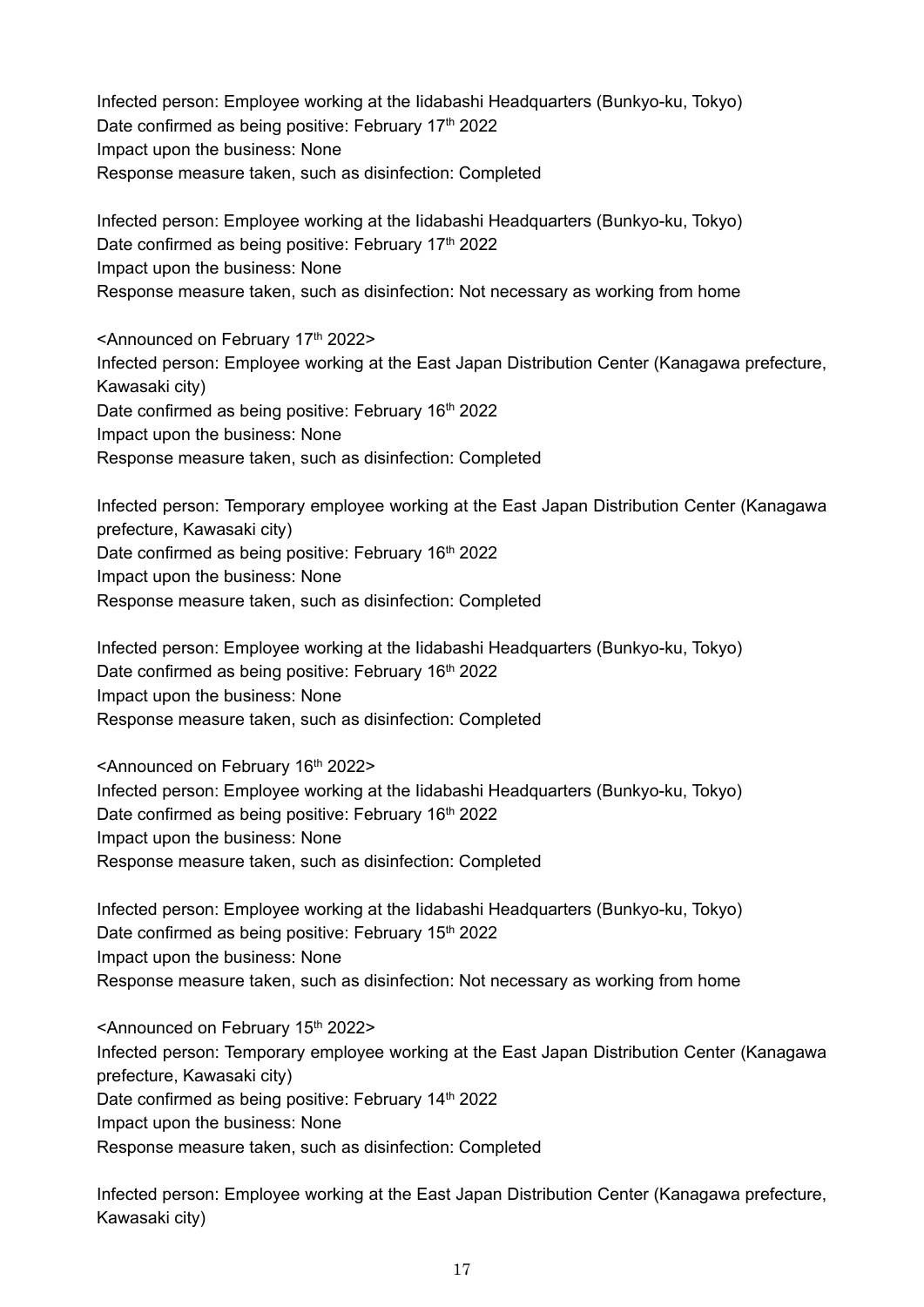Infected person: Employee working at the Iidabashi Headquarters (Bunkyo-ku, Tokyo)
Date confirmed as being positive: February 17th 2022
Impact upon the business: None
Response measure taken, such as disinfection: Completed

Infected person: Employee working at the Iidabashi Headquarters (Bunkyo-ku, Tokyo)
Date confirmed as being positive: February 17th 2022
Impact upon the business: None
Response measure taken, such as disinfection: Not necessary as working from home

<Announced on February 17th 2022>
Infected person: Employee working at the East Japan Distribution Center (Kanagawa prefecture, Kawasaki city)
Date confirmed as being positive: February 16th 2022
Impact upon the business: None
Response measure taken, such as disinfection: Completed

Infected person: Temporary employee working at the East Japan Distribution Center (Kanagawa prefecture, Kawasaki city)
Date confirmed as being positive: February 16th 2022
Impact upon the business: None
Response measure taken, such as disinfection: Completed

Infected person: Employee working at the Iidabashi Headquarters (Bunkyo-ku, Tokyo)
Date confirmed as being positive: February 16th 2022
Impact upon the business: None
Response measure taken, such as disinfection: Completed

<Announced on February 16th 2022>
Infected person: Employee working at the Iidabashi Headquarters (Bunkyo-ku, Tokyo)
Date confirmed as being positive: February 16th 2022
Impact upon the business: None
Response measure taken, such as disinfection: Completed

Infected person: Employee working at the Iidabashi Headquarters (Bunkyo-ku, Tokyo)
Date confirmed as being positive: February 15th 2022
Impact upon the business: None
Response measure taken, such as disinfection: Not necessary as working from home

<Announced on February 15th 2022>
Infected person: Temporary employee working at the East Japan Distribution Center (Kanagawa prefecture, Kawasaki city)
Date confirmed as being positive: February 14th 2022
Impact upon the business: None
Response measure taken, such as disinfection: Completed

Infected person: Employee working at the East Japan Distribution Center (Kanagawa prefecture, Kawasaki city)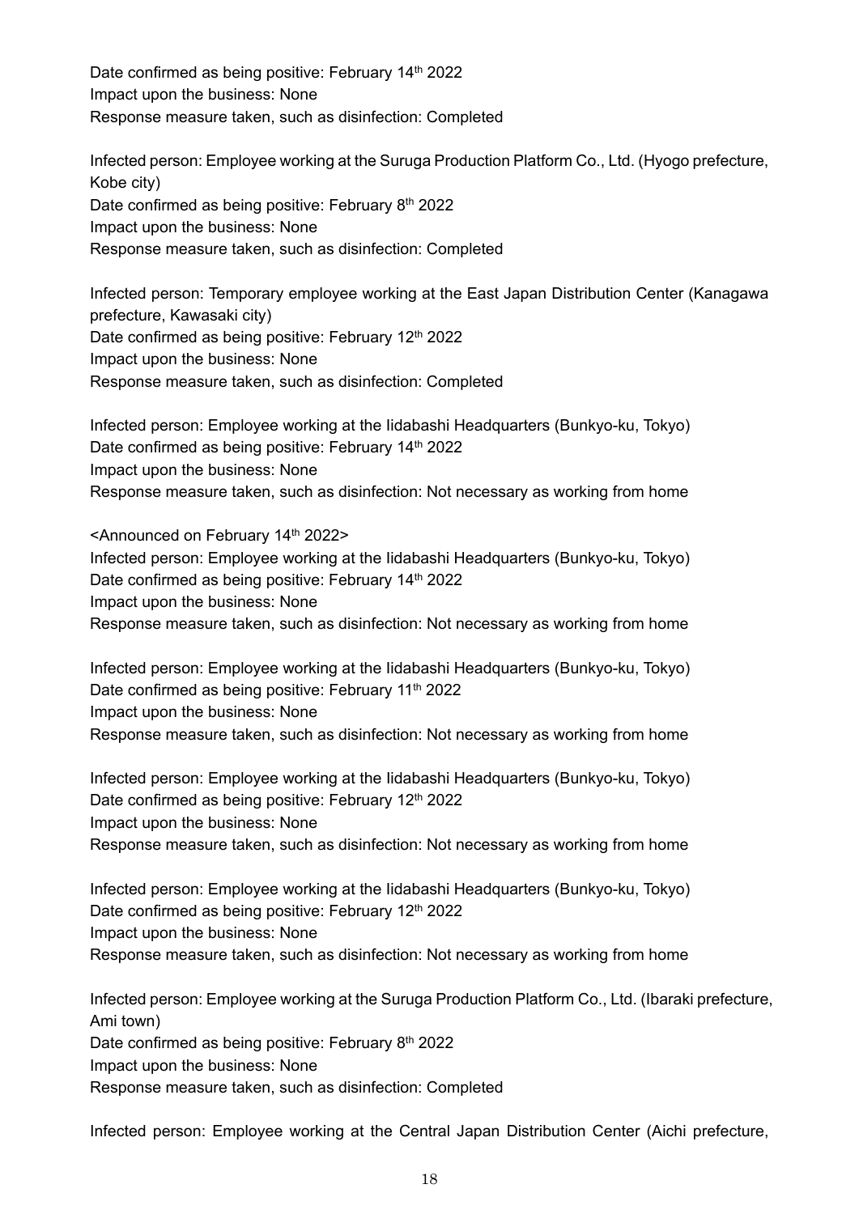Date confirmed as being positive: February 14th 2022
Impact upon the business: None
Response measure taken, such as disinfection: Completed

Infected person: Employee working at the Suruga Production Platform Co., Ltd. (Hyogo prefecture, Kobe city)
Date confirmed as being positive: February 8th 2022
Impact upon the business: None
Response measure taken, such as disinfection: Completed

Infected person: Temporary employee working at the East Japan Distribution Center (Kanagawa prefecture, Kawasaki city)
Date confirmed as being positive: February 12th 2022
Impact upon the business: None
Response measure taken, such as disinfection: Completed

Infected person: Employee working at the Iidabashi Headquarters (Bunkyo-ku, Tokyo)
Date confirmed as being positive: February 14th 2022
Impact upon the business: None
Response measure taken, such as disinfection: Not necessary as working from home

<Announced on February 14th 2022>
Infected person: Employee working at the Iidabashi Headquarters (Bunkyo-ku, Tokyo)
Date confirmed as being positive: February 14th 2022
Impact upon the business: None
Response measure taken, such as disinfection: Not necessary as working from home

Infected person: Employee working at the Iidabashi Headquarters (Bunkyo-ku, Tokyo)
Date confirmed as being positive: February 11th 2022
Impact upon the business: None
Response measure taken, such as disinfection: Not necessary as working from home

Infected person: Employee working at the Iidabashi Headquarters (Bunkyo-ku, Tokyo)
Date confirmed as being positive: February 12th 2022
Impact upon the business: None
Response measure taken, such as disinfection: Not necessary as working from home

Infected person: Employee working at the Iidabashi Headquarters (Bunkyo-ku, Tokyo)
Date confirmed as being positive: February 12th 2022
Impact upon the business: None
Response measure taken, such as disinfection: Not necessary as working from home

Infected person: Employee working at the Suruga Production Platform Co., Ltd. (Ibaraki prefecture, Ami town)
Date confirmed as being positive: February 8th 2022
Impact upon the business: None
Response measure taken, such as disinfection: Completed

Infected person: Employee working at the Central Japan Distribution Center (Aichi prefecture,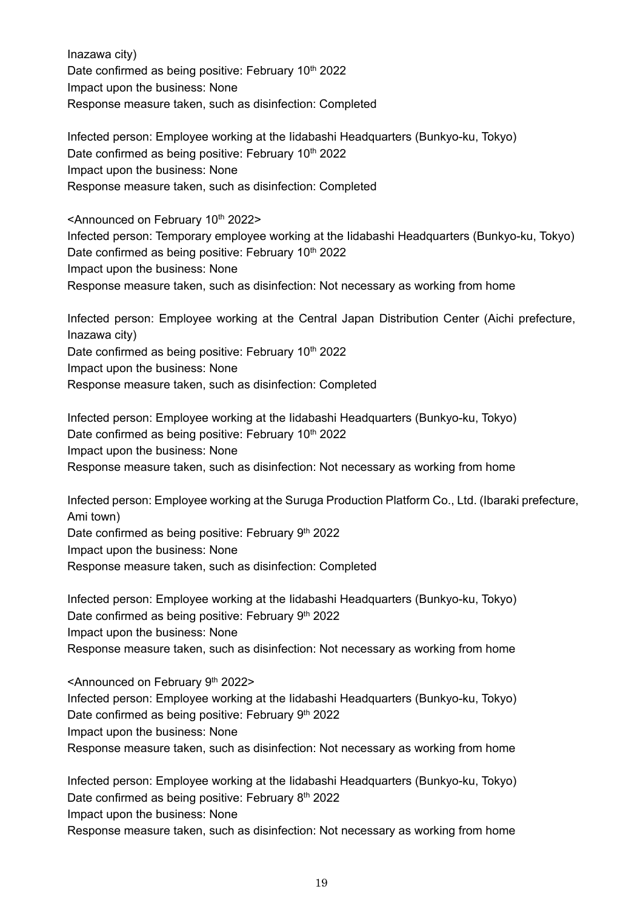Inazawa city)
Date confirmed as being positive: February 10th 2022
Impact upon the business: None
Response measure taken, such as disinfection: Completed

Infected person: Employee working at the Iidabashi Headquarters (Bunkyo-ku, Tokyo)
Date confirmed as being positive: February 10th 2022
Impact upon the business: None
Response measure taken, such as disinfection: Completed

<Announced on February 10th 2022>
Infected person: Temporary employee working at the Iidabashi Headquarters (Bunkyo-ku, Tokyo)
Date confirmed as being positive: February 10th 2022
Impact upon the business: None
Response measure taken, such as disinfection: Not necessary as working from home

Infected person: Employee working at the Central Japan Distribution Center (Aichi prefecture, Inazawa city)
Date confirmed as being positive: February 10th 2022
Impact upon the business: None
Response measure taken, such as disinfection: Completed

Infected person: Employee working at the Iidabashi Headquarters (Bunkyo-ku, Tokyo)
Date confirmed as being positive: February 10th 2022
Impact upon the business: None
Response measure taken, such as disinfection: Not necessary as working from home

Infected person: Employee working at the Suruga Production Platform Co., Ltd. (Ibaraki prefecture, Ami town)
Date confirmed as being positive: February 9th 2022
Impact upon the business: None
Response measure taken, such as disinfection: Completed

Infected person: Employee working at the Iidabashi Headquarters (Bunkyo-ku, Tokyo)
Date confirmed as being positive: February 9th 2022
Impact upon the business: None
Response measure taken, such as disinfection: Not necessary as working from home

<Announced on February 9th 2022>
Infected person: Employee working at the Iidabashi Headquarters (Bunkyo-ku, Tokyo)
Date confirmed as being positive: February 9th 2022
Impact upon the business: None
Response measure taken, such as disinfection: Not necessary as working from home

Infected person: Employee working at the Iidabashi Headquarters (Bunkyo-ku, Tokyo)
Date confirmed as being positive: February 8th 2022
Impact upon the business: None
Response measure taken, such as disinfection: Not necessary as working from home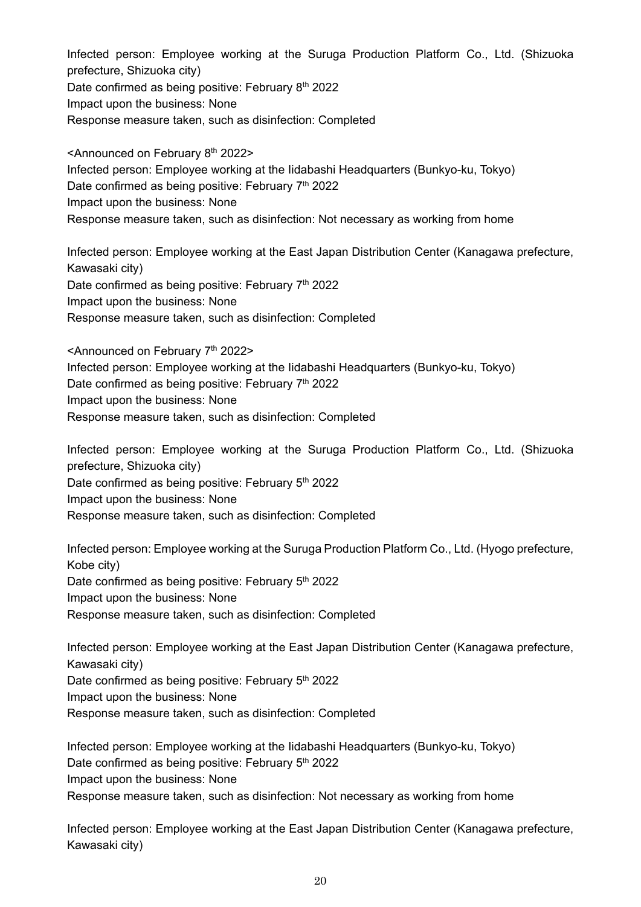Infected person: Employee working at the Suruga Production Platform Co., Ltd. (Shizuoka prefecture, Shizuoka city)
Date confirmed as being positive: February 8th 2022
Impact upon the business: None
Response measure taken, such as disinfection: Completed

<Announced on February 8th 2022>
Infected person: Employee working at the Iidabashi Headquarters (Bunkyo-ku, Tokyo)
Date confirmed as being positive: February 7th 2022
Impact upon the business: None
Response measure taken, such as disinfection: Not necessary as working from home

Infected person: Employee working at the East Japan Distribution Center (Kanagawa prefecture, Kawasaki city)
Date confirmed as being positive: February 7th 2022
Impact upon the business: None
Response measure taken, such as disinfection: Completed

<Announced on February 7th 2022>
Infected person: Employee working at the Iidabashi Headquarters (Bunkyo-ku, Tokyo)
Date confirmed as being positive: February 7th 2022
Impact upon the business: None
Response measure taken, such as disinfection: Completed

Infected person: Employee working at the Suruga Production Platform Co., Ltd. (Shizuoka prefecture, Shizuoka city)
Date confirmed as being positive: February 5th 2022
Impact upon the business: None
Response measure taken, such as disinfection: Completed

Infected person: Employee working at the Suruga Production Platform Co., Ltd. (Hyogo prefecture, Kobe city)
Date confirmed as being positive: February 5th 2022
Impact upon the business: None
Response measure taken, such as disinfection: Completed

Infected person: Employee working at the East Japan Distribution Center (Kanagawa prefecture, Kawasaki city)
Date confirmed as being positive: February 5th 2022
Impact upon the business: None
Response measure taken, such as disinfection: Completed

Infected person: Employee working at the Iidabashi Headquarters (Bunkyo-ku, Tokyo)
Date confirmed as being positive: February 5th 2022
Impact upon the business: None
Response measure taken, such as disinfection: Not necessary as working from home

Infected person: Employee working at the East Japan Distribution Center (Kanagawa prefecture, Kawasaki city)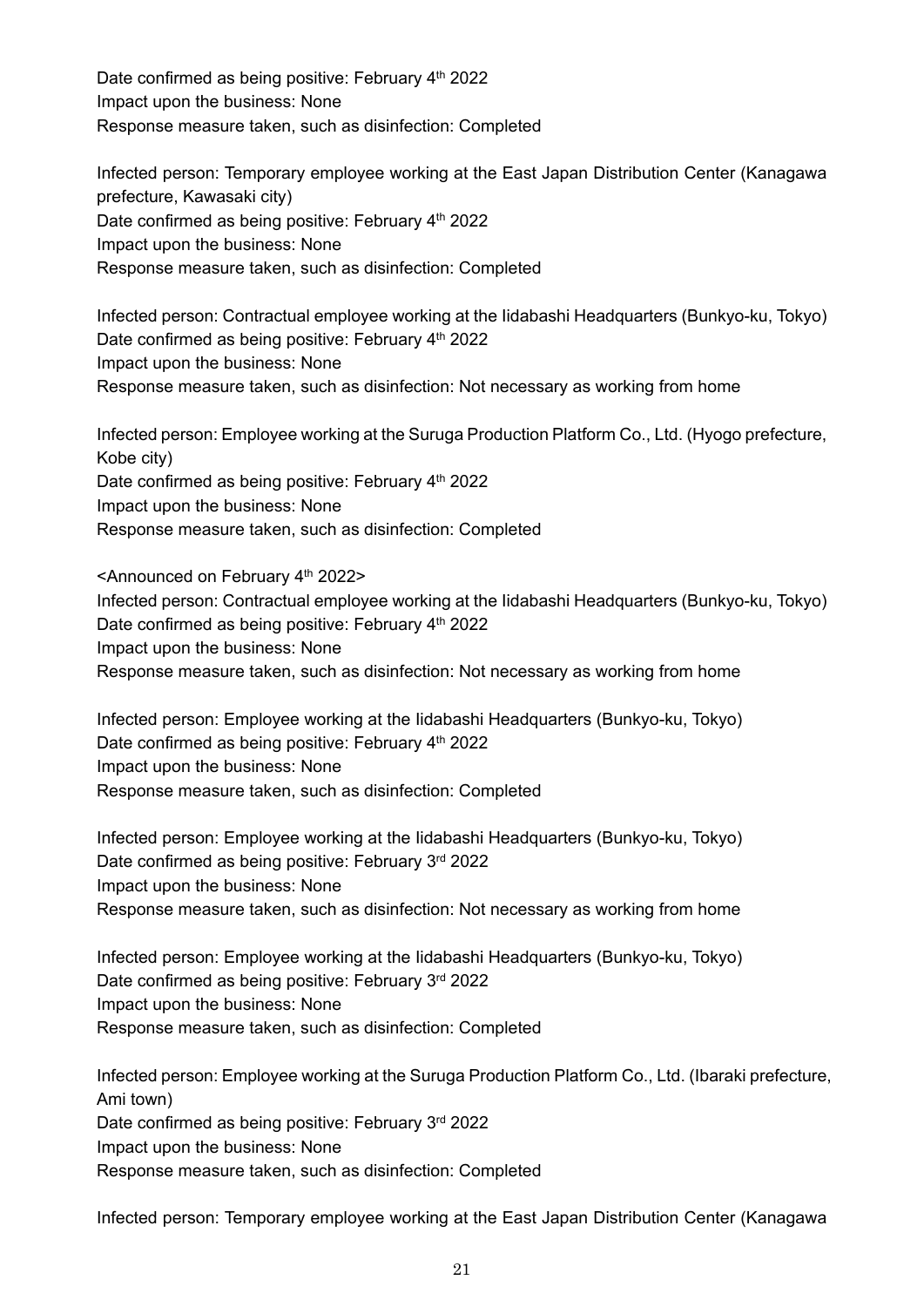Date confirmed as being positive: February 4th 2022
Impact upon the business: None
Response measure taken, such as disinfection: Completed

Infected person: Temporary employee working at the East Japan Distribution Center (Kanagawa prefecture, Kawasaki city)
Date confirmed as being positive: February 4th 2022
Impact upon the business: None
Response measure taken, such as disinfection: Completed

Infected person: Contractual employee working at the Iidabashi Headquarters (Bunkyo-ku, Tokyo)
Date confirmed as being positive: February 4th 2022
Impact upon the business: None
Response measure taken, such as disinfection: Not necessary as working from home

Infected person: Employee working at the Suruga Production Platform Co., Ltd. (Hyogo prefecture, Kobe city)
Date confirmed as being positive: February 4th 2022
Impact upon the business: None
Response measure taken, such as disinfection: Completed

<Announced on February 4th 2022>
Infected person: Contractual employee working at the Iidabashi Headquarters (Bunkyo-ku, Tokyo)
Date confirmed as being positive: February 4th 2022
Impact upon the business: None
Response measure taken, such as disinfection: Not necessary as working from home

Infected person: Employee working at the Iidabashi Headquarters (Bunkyo-ku, Tokyo)
Date confirmed as being positive: February 4th 2022
Impact upon the business: None
Response measure taken, such as disinfection: Completed

Infected person: Employee working at the Iidabashi Headquarters (Bunkyo-ku, Tokyo)
Date confirmed as being positive: February 3rd 2022
Impact upon the business: None
Response measure taken, such as disinfection: Not necessary as working from home

Infected person: Employee working at the Iidabashi Headquarters (Bunkyo-ku, Tokyo)
Date confirmed as being positive: February 3rd 2022
Impact upon the business: None
Response measure taken, such as disinfection: Completed

Infected person: Employee working at the Suruga Production Platform Co., Ltd. (Ibaraki prefecture, Ami town)
Date confirmed as being positive: February 3rd 2022
Impact upon the business: None
Response measure taken, such as disinfection: Completed

Infected person: Temporary employee working at the East Japan Distribution Center (Kanagawa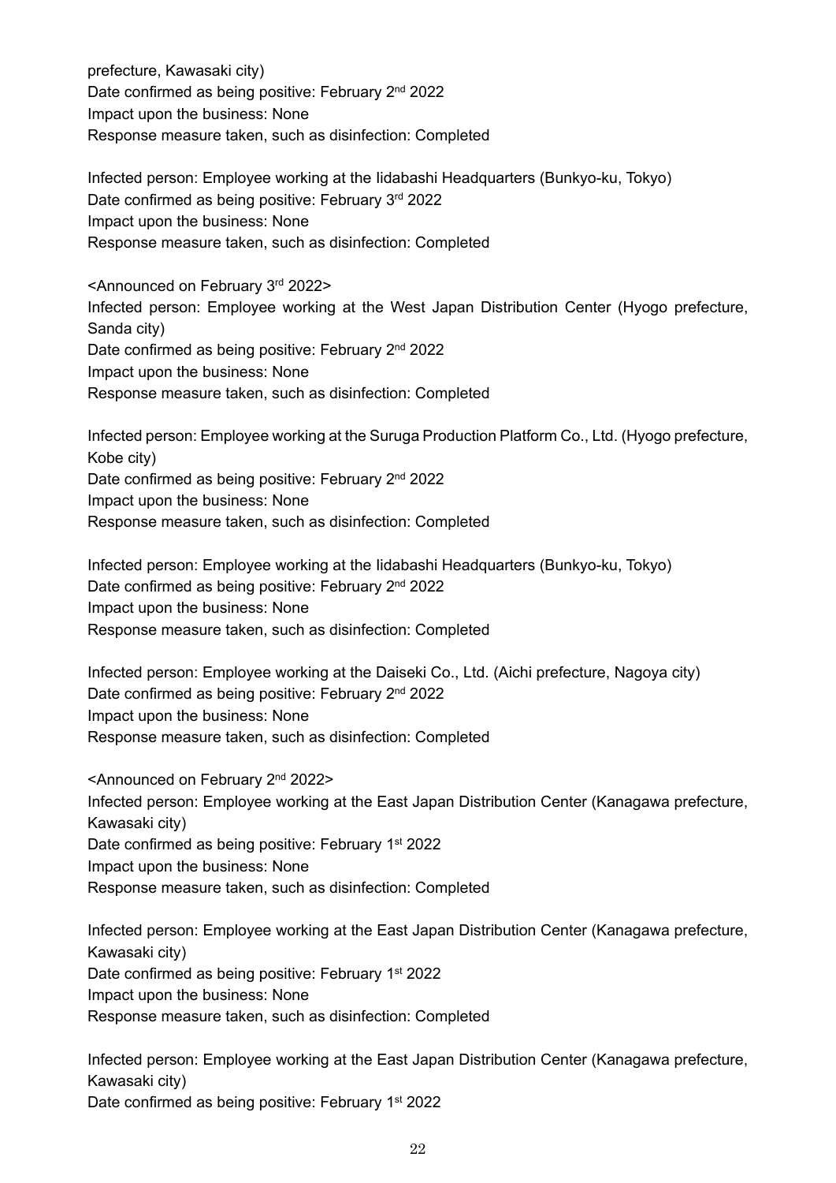prefecture, Kawasaki city)
Date confirmed as being positive: February 2nd 2022
Impact upon the business: None
Response measure taken, such as disinfection: Completed

Infected person: Employee working at the Iidabashi Headquarters (Bunkyo-ku, Tokyo)
Date confirmed as being positive: February 3rd 2022
Impact upon the business: None
Response measure taken, such as disinfection: Completed

<Announced on February 3rd 2022>
Infected person: Employee working at the West Japan Distribution Center (Hyogo prefecture, Sanda city)
Date confirmed as being positive: February 2nd 2022
Impact upon the business: None
Response measure taken, such as disinfection: Completed

Infected person: Employee working at the Suruga Production Platform Co., Ltd. (Hyogo prefecture, Kobe city)
Date confirmed as being positive: February 2nd 2022
Impact upon the business: None
Response measure taken, such as disinfection: Completed

Infected person: Employee working at the Iidabashi Headquarters (Bunkyo-ku, Tokyo)
Date confirmed as being positive: February 2nd 2022
Impact upon the business: None
Response measure taken, such as disinfection: Completed

Infected person: Employee working at the Daiseki Co., Ltd. (Aichi prefecture, Nagoya city)
Date confirmed as being positive: February 2nd 2022
Impact upon the business: None
Response measure taken, such as disinfection: Completed

<Announced on February 2nd 2022>
Infected person: Employee working at the East Japan Distribution Center (Kanagawa prefecture, Kawasaki city)
Date confirmed as being positive: February 1st 2022
Impact upon the business: None
Response measure taken, such as disinfection: Completed

Infected person: Employee working at the East Japan Distribution Center (Kanagawa prefecture, Kawasaki city)
Date confirmed as being positive: February 1st 2022
Impact upon the business: None
Response measure taken, such as disinfection: Completed

Infected person: Employee working at the East Japan Distribution Center (Kanagawa prefecture, Kawasaki city)
Date confirmed as being positive: February 1st 2022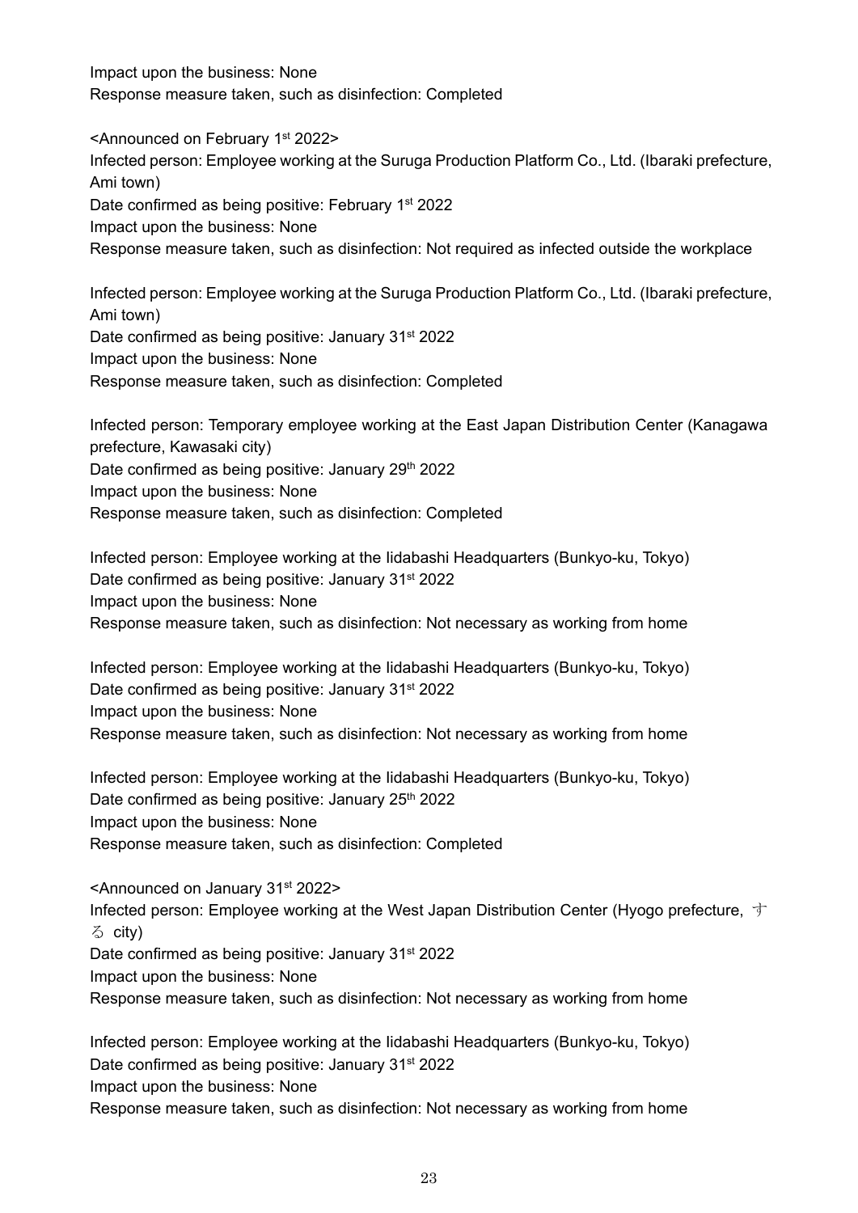Impact upon the business: None
Response measure taken, such as disinfection: Completed

<Announced on February 1st 2022>
Infected person: Employee working at the Suruga Production Platform Co., Ltd. (Ibaraki prefecture, Ami town)
Date confirmed as being positive: February 1st 2022
Impact upon the business: None
Response measure taken, such as disinfection: Not required as infected outside the workplace

Infected person: Employee working at the Suruga Production Platform Co., Ltd. (Ibaraki prefecture, Ami town)
Date confirmed as being positive: January 31st 2022
Impact upon the business: None
Response measure taken, such as disinfection: Completed

Infected person: Temporary employee working at the East Japan Distribution Center (Kanagawa prefecture, Kawasaki city)
Date confirmed as being positive: January 29th 2022
Impact upon the business: None
Response measure taken, such as disinfection: Completed

Infected person: Employee working at the Iidabashi Headquarters (Bunkyo-ku, Tokyo)
Date confirmed as being positive: January 31st 2022
Impact upon the business: None
Response measure taken, such as disinfection: Not necessary as working from home

Infected person: Employee working at the Iidabashi Headquarters (Bunkyo-ku, Tokyo)
Date confirmed as being positive: January 31st 2022
Impact upon the business: None
Response measure taken, such as disinfection: Not necessary as working from home

Infected person: Employee working at the Iidabashi Headquarters (Bunkyo-ku, Tokyo)
Date confirmed as being positive: January 25th 2022
Impact upon the business: None
Response measure taken, such as disinfection: Completed

<Announced on January 31st 2022>
Infected person: Employee working at the West Japan Distribution Center (Hyogo prefecture, する city)
Date confirmed as being positive: January 31st 2022
Impact upon the business: None
Response measure taken, such as disinfection: Not necessary as working from home

Infected person: Employee working at the Iidabashi Headquarters (Bunkyo-ku, Tokyo)
Date confirmed as being positive: January 31st 2022
Impact upon the business: None
Response measure taken, such as disinfection: Not necessary as working from home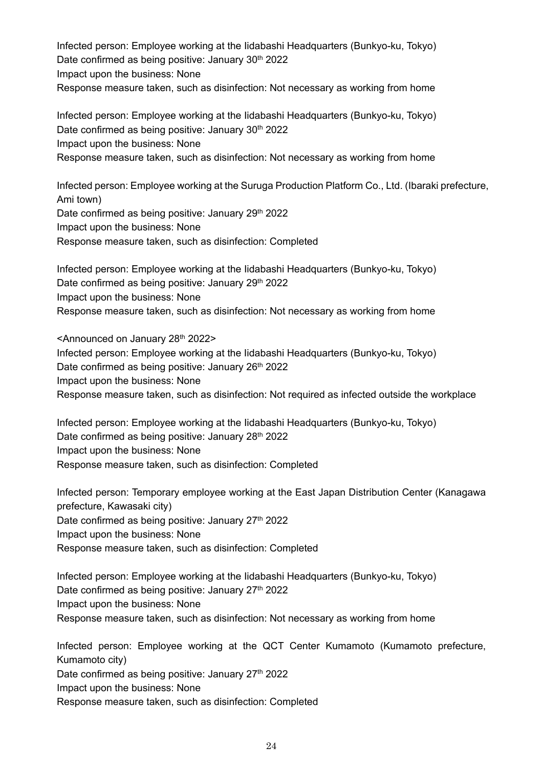Infected person: Employee working at the Iidabashi Headquarters (Bunkyo-ku, Tokyo)
Date confirmed as being positive: January 30th 2022
Impact upon the business: None
Response measure taken, such as disinfection: Not necessary as working from home

Infected person: Employee working at the Iidabashi Headquarters (Bunkyo-ku, Tokyo)
Date confirmed as being positive: January 30th 2022
Impact upon the business: None
Response measure taken, such as disinfection: Not necessary as working from home

Infected person: Employee working at the Suruga Production Platform Co., Ltd. (Ibaraki prefecture, Ami town)
Date confirmed as being positive: January 29th 2022
Impact upon the business: None
Response measure taken, such as disinfection: Completed

Infected person: Employee working at the Iidabashi Headquarters (Bunkyo-ku, Tokyo)
Date confirmed as being positive: January 29th 2022
Impact upon the business: None
Response measure taken, such as disinfection: Not necessary as working from home

<Announced on January 28th 2022>
Infected person: Employee working at the Iidabashi Headquarters (Bunkyo-ku, Tokyo)
Date confirmed as being positive: January 26th 2022
Impact upon the business: None
Response measure taken, such as disinfection: Not required as infected outside the workplace

Infected person: Employee working at the Iidabashi Headquarters (Bunkyo-ku, Tokyo)
Date confirmed as being positive: January 28th 2022
Impact upon the business: None
Response measure taken, such as disinfection: Completed

Infected person: Temporary employee working at the East Japan Distribution Center (Kanagawa prefecture, Kawasaki city)
Date confirmed as being positive: January 27th 2022
Impact upon the business: None
Response measure taken, such as disinfection: Completed

Infected person: Employee working at the Iidabashi Headquarters (Bunkyo-ku, Tokyo)
Date confirmed as being positive: January 27th 2022
Impact upon the business: None
Response measure taken, such as disinfection: Not necessary as working from home

Infected person: Employee working at the QCT Center Kumamoto (Kumamoto prefecture, Kumamoto city)
Date confirmed as being positive: January 27th 2022
Impact upon the business: None
Response measure taken, such as disinfection: Completed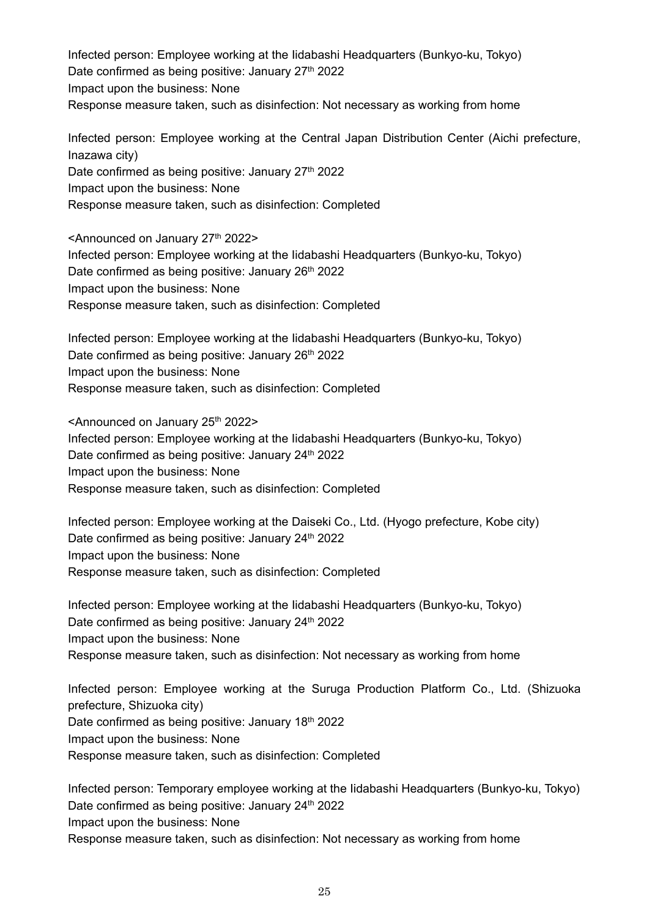Infected person: Employee working at the Iidabashi Headquarters (Bunkyo-ku, Tokyo)
Date confirmed as being positive: January 27th 2022
Impact upon the business: None
Response measure taken, such as disinfection: Not necessary as working from home

Infected person: Employee working at the Central Japan Distribution Center (Aichi prefecture, Inazawa city)
Date confirmed as being positive: January 27th 2022
Impact upon the business: None
Response measure taken, such as disinfection: Completed

<Announced on January 27th 2022>
Infected person: Employee working at the Iidabashi Headquarters (Bunkyo-ku, Tokyo)
Date confirmed as being positive: January 26th 2022
Impact upon the business: None
Response measure taken, such as disinfection: Completed

Infected person: Employee working at the Iidabashi Headquarters (Bunkyo-ku, Tokyo)
Date confirmed as being positive: January 26th 2022
Impact upon the business: None
Response measure taken, such as disinfection: Completed

<Announced on January 25th 2022>
Infected person: Employee working at the Iidabashi Headquarters (Bunkyo-ku, Tokyo)
Date confirmed as being positive: January 24th 2022
Impact upon the business: None
Response measure taken, such as disinfection: Completed

Infected person: Employee working at the Daiseki Co., Ltd. (Hyogo prefecture, Kobe city)
Date confirmed as being positive: January 24th 2022
Impact upon the business: None
Response measure taken, such as disinfection: Completed

Infected person: Employee working at the Iidabashi Headquarters (Bunkyo-ku, Tokyo)
Date confirmed as being positive: January 24th 2022
Impact upon the business: None
Response measure taken, such as disinfection: Not necessary as working from home

Infected person: Employee working at the Suruga Production Platform Co., Ltd. (Shizuoka prefecture, Shizuoka city)
Date confirmed as being positive: January 18th 2022
Impact upon the business: None
Response measure taken, such as disinfection: Completed

Infected person: Temporary employee working at the Iidabashi Headquarters (Bunkyo-ku, Tokyo)
Date confirmed as being positive: January 24th 2022
Impact upon the business: None
Response measure taken, such as disinfection: Not necessary as working from home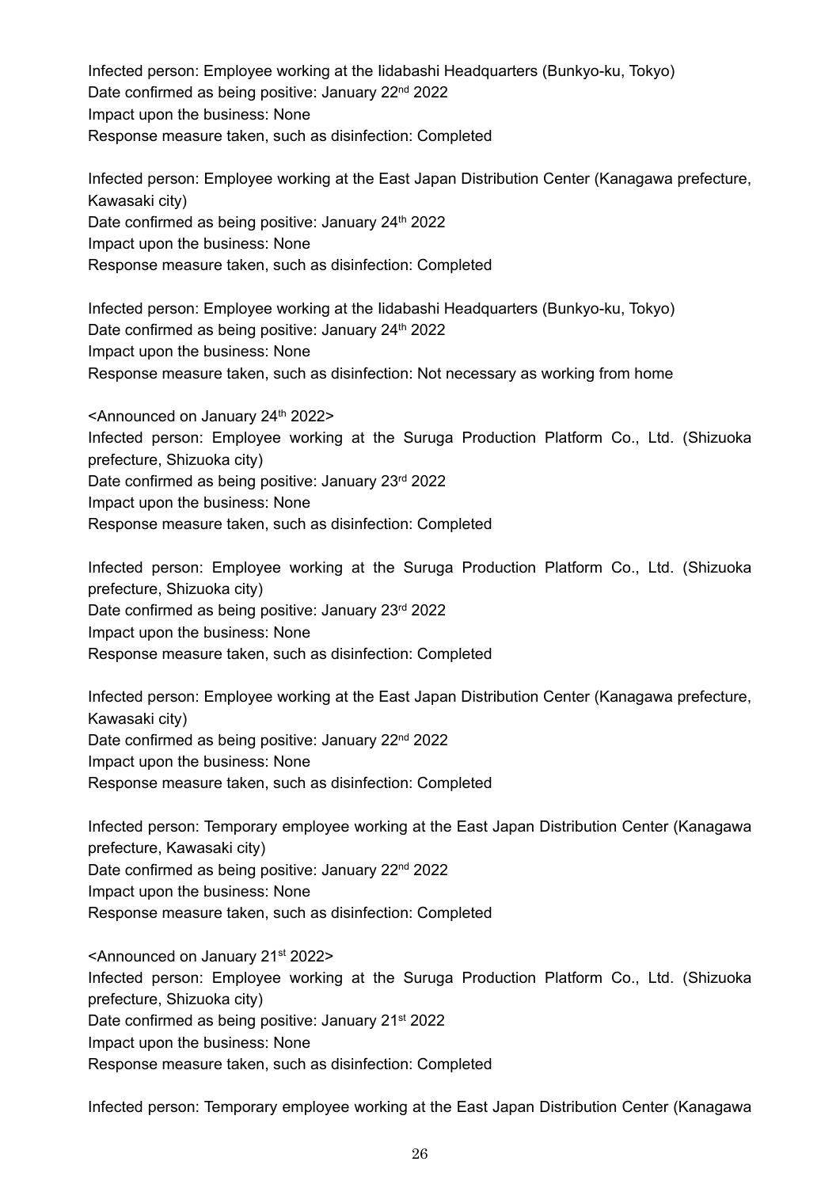Infected person: Employee working at the Iidabashi Headquarters (Bunkyo-ku, Tokyo)
Date confirmed as being positive: January 22nd 2022
Impact upon the business: None
Response measure taken, such as disinfection: Completed

Infected person: Employee working at the East Japan Distribution Center (Kanagawa prefecture, Kawasaki city)
Date confirmed as being positive: January 24th 2022
Impact upon the business: None
Response measure taken, such as disinfection: Completed

Infected person: Employee working at the Iidabashi Headquarters (Bunkyo-ku, Tokyo)
Date confirmed as being positive: January 24th 2022
Impact upon the business: None
Response measure taken, such as disinfection: Not necessary as working from home

<Announced on January 24th 2022>
Infected person: Employee working at the Suruga Production Platform Co., Ltd. (Shizuoka prefecture, Shizuoka city)
Date confirmed as being positive: January 23rd 2022
Impact upon the business: None
Response measure taken, such as disinfection: Completed

Infected person: Employee working at the Suruga Production Platform Co., Ltd. (Shizuoka prefecture, Shizuoka city)
Date confirmed as being positive: January 23rd 2022
Impact upon the business: None
Response measure taken, such as disinfection: Completed

Infected person: Employee working at the East Japan Distribution Center (Kanagawa prefecture, Kawasaki city)
Date confirmed as being positive: January 22nd 2022
Impact upon the business: None
Response measure taken, such as disinfection: Completed

Infected person: Temporary employee working at the East Japan Distribution Center (Kanagawa prefecture, Kawasaki city)
Date confirmed as being positive: January 22nd 2022
Impact upon the business: None
Response measure taken, such as disinfection: Completed

<Announced on January 21st 2022>
Infected person: Employee working at the Suruga Production Platform Co., Ltd. (Shizuoka prefecture, Shizuoka city)
Date confirmed as being positive: January 21st 2022
Impact upon the business: None
Response measure taken, such as disinfection: Completed

Infected person: Temporary employee working at the East Japan Distribution Center (Kanagawa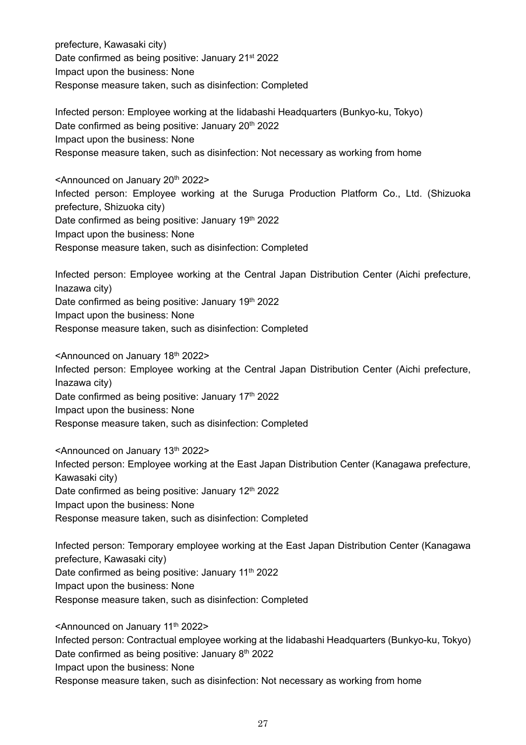prefecture, Kawasaki city)
Date confirmed as being positive: January 21st 2022
Impact upon the business: None
Response measure taken, such as disinfection: Completed

Infected person: Employee working at the Iidabashi Headquarters (Bunkyo-ku, Tokyo)
Date confirmed as being positive: January 20th 2022
Impact upon the business: None
Response measure taken, such as disinfection: Not necessary as working from home

<Announced on January 20th 2022>
Infected person: Employee working at the Suruga Production Platform Co., Ltd. (Shizuoka prefecture, Shizuoka city)
Date confirmed as being positive: January 19th 2022
Impact upon the business: None
Response measure taken, such as disinfection: Completed

Infected person: Employee working at the Central Japan Distribution Center (Aichi prefecture, Inazawa city)
Date confirmed as being positive: January 19th 2022
Impact upon the business: None
Response measure taken, such as disinfection: Completed

<Announced on January 18th 2022>
Infected person: Employee working at the Central Japan Distribution Center (Aichi prefecture, Inazawa city)
Date confirmed as being positive: January 17th 2022
Impact upon the business: None
Response measure taken, such as disinfection: Completed

<Announced on January 13th 2022>
Infected person: Employee working at the East Japan Distribution Center (Kanagawa prefecture, Kawasaki city)
Date confirmed as being positive: January 12th 2022
Impact upon the business: None
Response measure taken, such as disinfection: Completed

Infected person: Temporary employee working at the East Japan Distribution Center (Kanagawa prefecture, Kawasaki city)
Date confirmed as being positive: January 11th 2022
Impact upon the business: None
Response measure taken, such as disinfection: Completed

<Announced on January 11th 2022>
Infected person: Contractual employee working at the Iidabashi Headquarters (Bunkyo-ku, Tokyo)
Date confirmed as being positive: January 8th 2022
Impact upon the business: None
Response measure taken, such as disinfection: Not necessary as working from home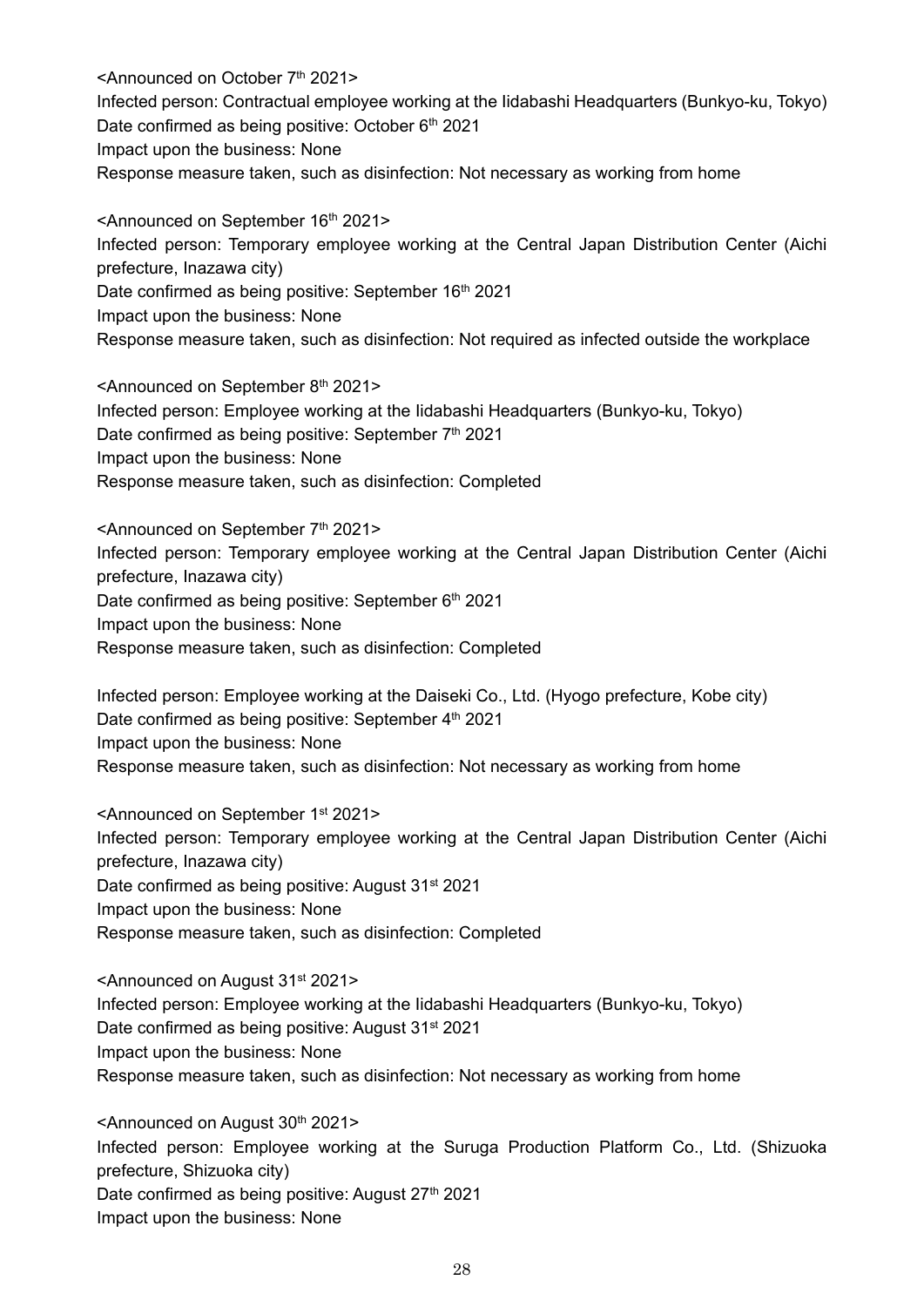<Announced on October 7th 2021>
Infected person: Contractual employee working at the Iidabashi Headquarters (Bunkyo-ku, Tokyo)
Date confirmed as being positive: October 6th 2021
Impact upon the business: None
Response measure taken, such as disinfection: Not necessary as working from home

<Announced on September 16th 2021>
Infected person: Temporary employee working at the Central Japan Distribution Center (Aichi prefecture, Inazawa city)
Date confirmed as being positive: September 16th 2021
Impact upon the business: None
Response measure taken, such as disinfection: Not required as infected outside the workplace

<Announced on September 8th 2021>
Infected person: Employee working at the Iidabashi Headquarters (Bunkyo-ku, Tokyo)
Date confirmed as being positive: September 7th 2021
Impact upon the business: None
Response measure taken, such as disinfection: Completed

<Announced on September 7th 2021>
Infected person: Temporary employee working at the Central Japan Distribution Center (Aichi prefecture, Inazawa city)
Date confirmed as being positive: September 6th 2021
Impact upon the business: None
Response measure taken, such as disinfection: Completed

Infected person: Employee working at the Daiseki Co., Ltd. (Hyogo prefecture, Kobe city)
Date confirmed as being positive: September 4th 2021
Impact upon the business: None
Response measure taken, such as disinfection: Not necessary as working from home

<Announced on September 1st 2021>
Infected person: Temporary employee working at the Central Japan Distribution Center (Aichi prefecture, Inazawa city)
Date confirmed as being positive: August 31st 2021
Impact upon the business: None
Response measure taken, such as disinfection: Completed

<Announced on August 31st 2021>
Infected person: Employee working at the Iidabashi Headquarters (Bunkyo-ku, Tokyo)
Date confirmed as being positive: August 31st 2021
Impact upon the business: None
Response measure taken, such as disinfection: Not necessary as working from home

<Announced on August 30th 2021>
Infected person: Employee working at the Suruga Production Platform Co., Ltd. (Shizuoka prefecture, Shizuoka city)
Date confirmed as being positive: August 27th 2021
Impact upon the business: None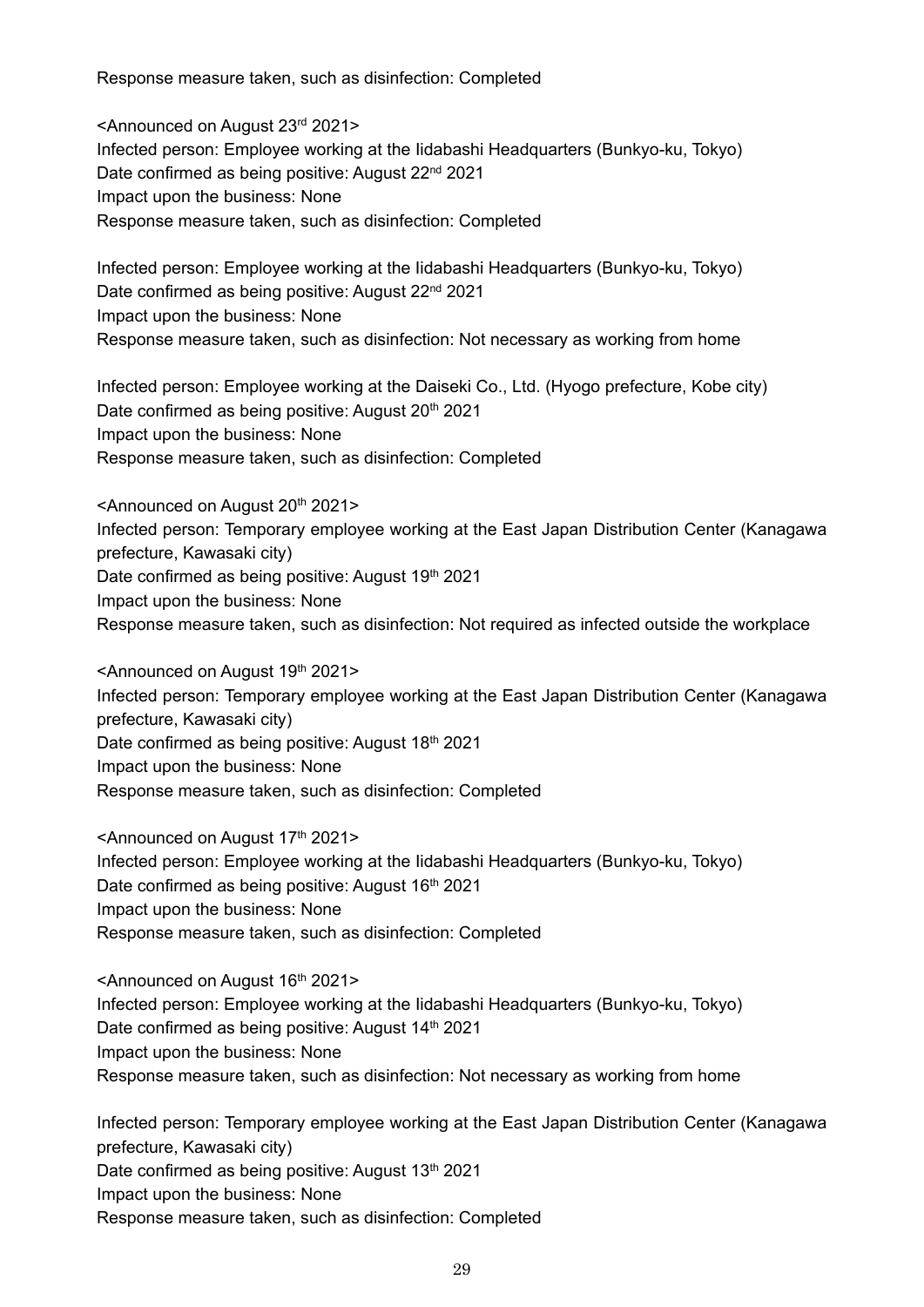Response measure taken, such as disinfection: Completed

<Announced on August 23rd 2021>
Infected person: Employee working at the Iidabashi Headquarters (Bunkyo-ku, Tokyo)
Date confirmed as being positive: August 22nd 2021
Impact upon the business: None
Response measure taken, such as disinfection: Completed

Infected person: Employee working at the Iidabashi Headquarters (Bunkyo-ku, Tokyo)
Date confirmed as being positive: August 22nd 2021
Impact upon the business: None
Response measure taken, such as disinfection: Not necessary as working from home

Infected person: Employee working at the Daiseki Co., Ltd. (Hyogo prefecture, Kobe city)
Date confirmed as being positive: August 20th 2021
Impact upon the business: None
Response measure taken, such as disinfection: Completed

<Announced on August 20th 2021>
Infected person: Temporary employee working at the East Japan Distribution Center (Kanagawa prefecture, Kawasaki city)
Date confirmed as being positive: August 19th 2021
Impact upon the business: None
Response measure taken, such as disinfection: Not required as infected outside the workplace

<Announced on August 19th 2021>
Infected person: Temporary employee working at the East Japan Distribution Center (Kanagawa prefecture, Kawasaki city)
Date confirmed as being positive: August 18th 2021
Impact upon the business: None
Response measure taken, such as disinfection: Completed

<Announced on August 17th 2021>
Infected person: Employee working at the Iidabashi Headquarters (Bunkyo-ku, Tokyo)
Date confirmed as being positive: August 16th 2021
Impact upon the business: None
Response measure taken, such as disinfection: Completed

<Announced on August 16th 2021>
Infected person: Employee working at the Iidabashi Headquarters (Bunkyo-ku, Tokyo)
Date confirmed as being positive: August 14th 2021
Impact upon the business: None
Response measure taken, such as disinfection: Not necessary as working from home

Infected person: Temporary employee working at the East Japan Distribution Center (Kanagawa prefecture, Kawasaki city)
Date confirmed as being positive: August 13th 2021
Impact upon the business: None
Response measure taken, such as disinfection: Completed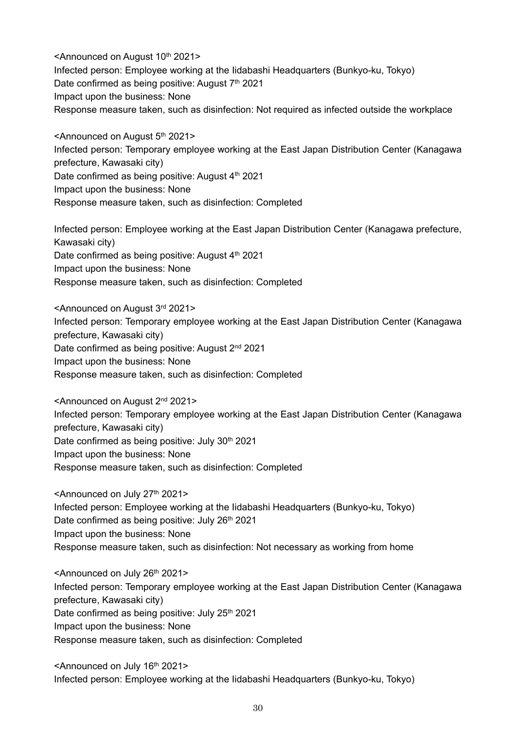<Announced on August 10th 2021>
Infected person: Employee working at the Iidabashi Headquarters (Bunkyo-ku, Tokyo)
Date confirmed as being positive: August 7th 2021
Impact upon the business: None
Response measure taken, such as disinfection: Not required as infected outside the workplace

<Announced on August 5th 2021>
Infected person: Temporary employee working at the East Japan Distribution Center (Kanagawa prefecture, Kawasaki city)
Date confirmed as being positive: August 4th 2021
Impact upon the business: None
Response measure taken, such as disinfection: Completed

Infected person: Employee working at the East Japan Distribution Center (Kanagawa prefecture, Kawasaki city)
Date confirmed as being positive: August 4th 2021
Impact upon the business: None
Response measure taken, such as disinfection: Completed

<Announced on August 3rd 2021>
Infected person: Temporary employee working at the East Japan Distribution Center (Kanagawa prefecture, Kawasaki city)
Date confirmed as being positive: August 2nd 2021
Impact upon the business: None
Response measure taken, such as disinfection: Completed

<Announced on August 2nd 2021>
Infected person: Temporary employee working at the East Japan Distribution Center (Kanagawa prefecture, Kawasaki city)
Date confirmed as being positive: July 30th 2021
Impact upon the business: None
Response measure taken, such as disinfection: Completed

<Announced on July 27th 2021>
Infected person: Employee working at the Iidabashi Headquarters (Bunkyo-ku, Tokyo)
Date confirmed as being positive: July 26th 2021
Impact upon the business: None
Response measure taken, such as disinfection: Not necessary as working from home

<Announced on July 26th 2021>
Infected person: Temporary employee working at the East Japan Distribution Center (Kanagawa prefecture, Kawasaki city)
Date confirmed as being positive: July 25th 2021
Impact upon the business: None
Response measure taken, such as disinfection: Completed

<Announced on July 16th 2021>
Infected person: Employee working at the Iidabashi Headquarters (Bunkyo-ku, Tokyo)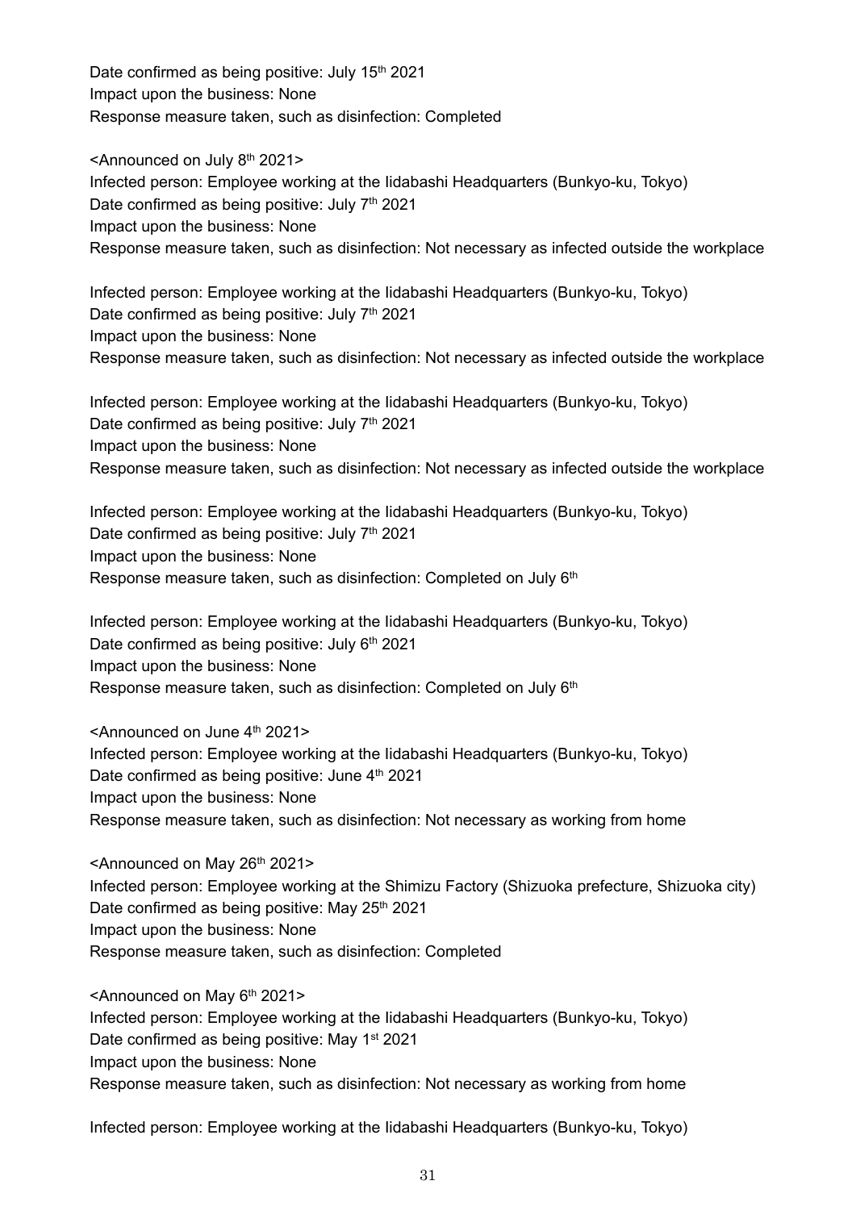Date confirmed as being positive: July 15th 2021
Impact upon the business: None
Response measure taken, such as disinfection: Completed

<Announced on July 8th 2021>
Infected person: Employee working at the Iidabashi Headquarters (Bunkyo-ku, Tokyo)
Date confirmed as being positive: July 7th 2021
Impact upon the business: None
Response measure taken, such as disinfection: Not necessary as infected outside the workplace

Infected person: Employee working at the Iidabashi Headquarters (Bunkyo-ku, Tokyo)
Date confirmed as being positive: July 7th 2021
Impact upon the business: None
Response measure taken, such as disinfection: Not necessary as infected outside the workplace

Infected person: Employee working at the Iidabashi Headquarters (Bunkyo-ku, Tokyo)
Date confirmed as being positive: July 7th 2021
Impact upon the business: None
Response measure taken, such as disinfection: Not necessary as infected outside the workplace

Infected person: Employee working at the Iidabashi Headquarters (Bunkyo-ku, Tokyo)
Date confirmed as being positive: July 7th 2021
Impact upon the business: None
Response measure taken, such as disinfection: Completed on July 6th

Infected person: Employee working at the Iidabashi Headquarters (Bunkyo-ku, Tokyo)
Date confirmed as being positive: July 6th 2021
Impact upon the business: None
Response measure taken, such as disinfection: Completed on July 6th

<Announced on June 4th 2021>
Infected person: Employee working at the Iidabashi Headquarters (Bunkyo-ku, Tokyo)
Date confirmed as being positive: June 4th 2021
Impact upon the business: None
Response measure taken, such as disinfection: Not necessary as working from home

<Announced on May 26th 2021>
Infected person: Employee working at the Shimizu Factory (Shizuoka prefecture, Shizuoka city)
Date confirmed as being positive: May 25th 2021
Impact upon the business: None
Response measure taken, such as disinfection: Completed

<Announced on May 6th 2021>
Infected person: Employee working at the Iidabashi Headquarters (Bunkyo-ku, Tokyo)
Date confirmed as being positive: May 1st 2021
Impact upon the business: None
Response measure taken, such as disinfection: Not necessary as working from home

Infected person: Employee working at the Iidabashi Headquarters (Bunkyo-ku, Tokyo)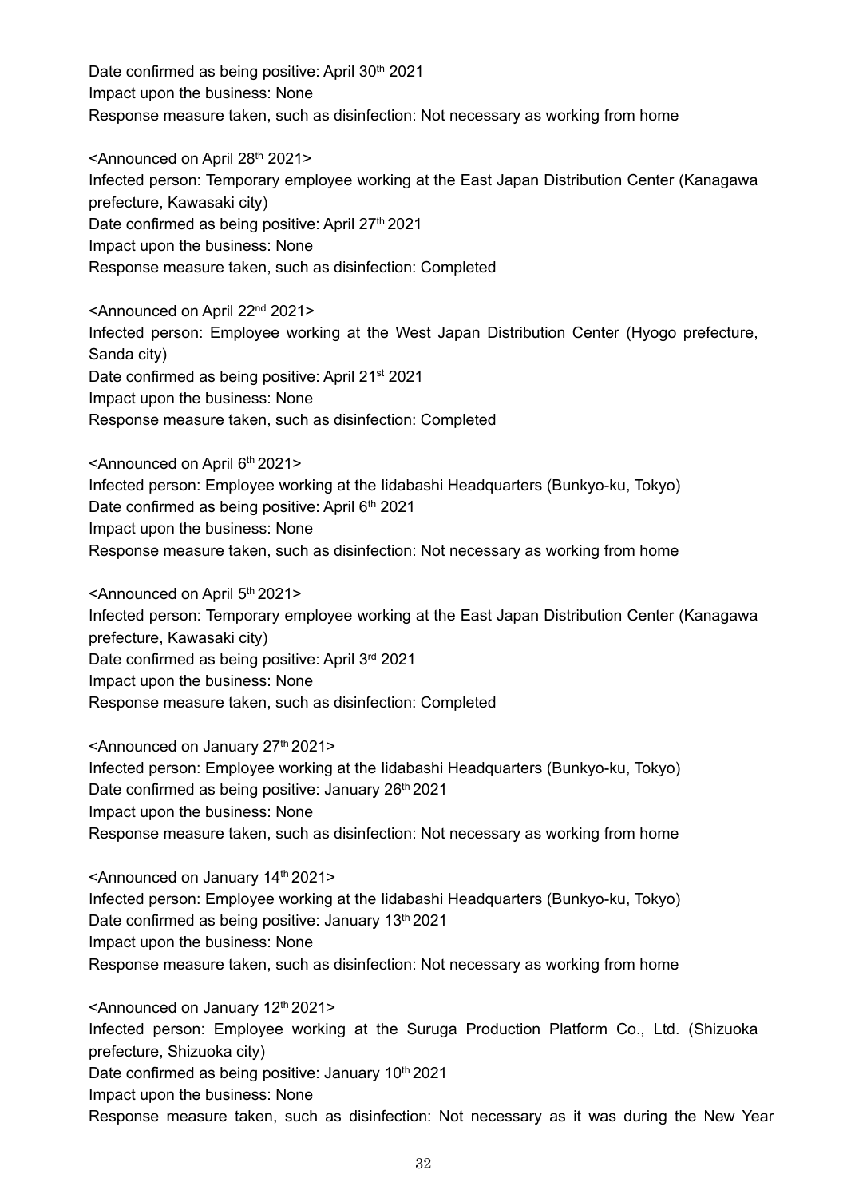Date confirmed as being positive: April 30th 2021
Impact upon the business: None
Response measure taken, such as disinfection: Not necessary as working from home

<Announced on April 28th 2021>
Infected person: Temporary employee working at the East Japan Distribution Center (Kanagawa prefecture, Kawasaki city)
Date confirmed as being positive: April 27th 2021
Impact upon the business: None
Response measure taken, such as disinfection: Completed

<Announced on April 22nd 2021>
Infected person: Employee working at the West Japan Distribution Center (Hyogo prefecture, Sanda city)
Date confirmed as being positive: April 21st 2021
Impact upon the business: None
Response measure taken, such as disinfection: Completed

<Announced on April 6th 2021>
Infected person: Employee working at the Iidabashi Headquarters (Bunkyo-ku, Tokyo)
Date confirmed as being positive: April 6th 2021
Impact upon the business: None
Response measure taken, such as disinfection: Not necessary as working from home

<Announced on April 5th 2021>
Infected person: Temporary employee working at the East Japan Distribution Center (Kanagawa prefecture, Kawasaki city)
Date confirmed as being positive: April 3rd 2021
Impact upon the business: None
Response measure taken, such as disinfection: Completed

<Announced on January 27th 2021>
Infected person: Employee working at the Iidabashi Headquarters (Bunkyo-ku, Tokyo)
Date confirmed as being positive: January 26th 2021
Impact upon the business: None
Response measure taken, such as disinfection: Not necessary as working from home

<Announced on January 14th 2021>
Infected person: Employee working at the Iidabashi Headquarters (Bunkyo-ku, Tokyo)
Date confirmed as being positive: January 13th 2021
Impact upon the business: None
Response measure taken, such as disinfection: Not necessary as working from home

<Announced on January 12th 2021>
Infected person: Employee working at the Suruga Production Platform Co., Ltd. (Shizuoka prefecture, Shizuoka city)
Date confirmed as being positive: January 10th 2021
Impact upon the business: None
Response measure taken, such as disinfection: Not necessary as it was during the New Year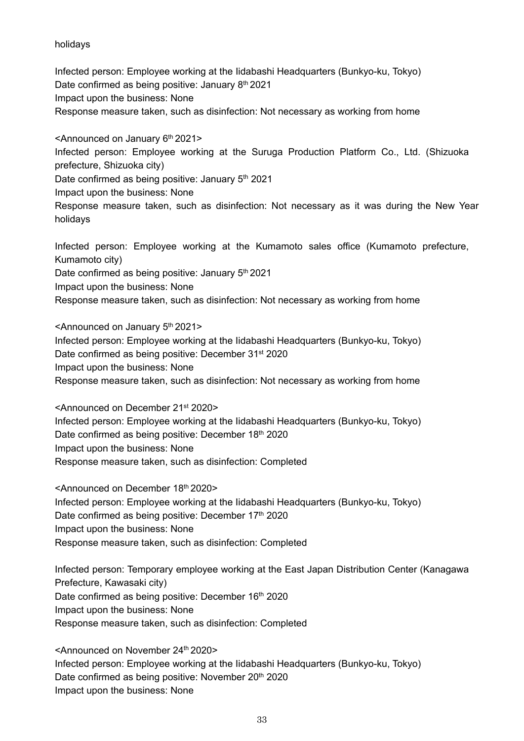holidays

Infected person: Employee working at the Iidabashi Headquarters (Bunkyo-ku, Tokyo)
Date confirmed as being positive: January 8th 2021
Impact upon the business: None
Response measure taken, such as disinfection: Not necessary as working from home

<Announced on January 6th 2021>
Infected person: Employee working at the Suruga Production Platform Co., Ltd. (Shizuoka prefecture, Shizuoka city)
Date confirmed as being positive: January 5th 2021
Impact upon the business: None
Response measure taken, such as disinfection: Not necessary as it was during the New Year holidays

Infected person: Employee working at the Kumamoto sales office (Kumamoto prefecture, Kumamoto city)
Date confirmed as being positive: January 5th 2021
Impact upon the business: None
Response measure taken, such as disinfection: Not necessary as working from home

<Announced on January 5th 2021>
Infected person: Employee working at the Iidabashi Headquarters (Bunkyo-ku, Tokyo)
Date confirmed as being positive: December 31st 2020
Impact upon the business: None
Response measure taken, such as disinfection: Not necessary as working from home

<Announced on December 21st 2020>
Infected person: Employee working at the Iidabashi Headquarters (Bunkyo-ku, Tokyo)
Date confirmed as being positive: December 18th 2020
Impact upon the business: None
Response measure taken, such as disinfection: Completed

<Announced on December 18th 2020>
Infected person: Employee working at the Iidabashi Headquarters (Bunkyo-ku, Tokyo)
Date confirmed as being positive: December 17th 2020
Impact upon the business: None
Response measure taken, such as disinfection: Completed

Infected person: Temporary employee working at the East Japan Distribution Center (Kanagawa Prefecture, Kawasaki city)
Date confirmed as being positive: December 16th 2020
Impact upon the business: None
Response measure taken, such as disinfection: Completed

<Announced on November 24th 2020>
Infected person: Employee working at the Iidabashi Headquarters (Bunkyo-ku, Tokyo)
Date confirmed as being positive: November 20th 2020
Impact upon the business: None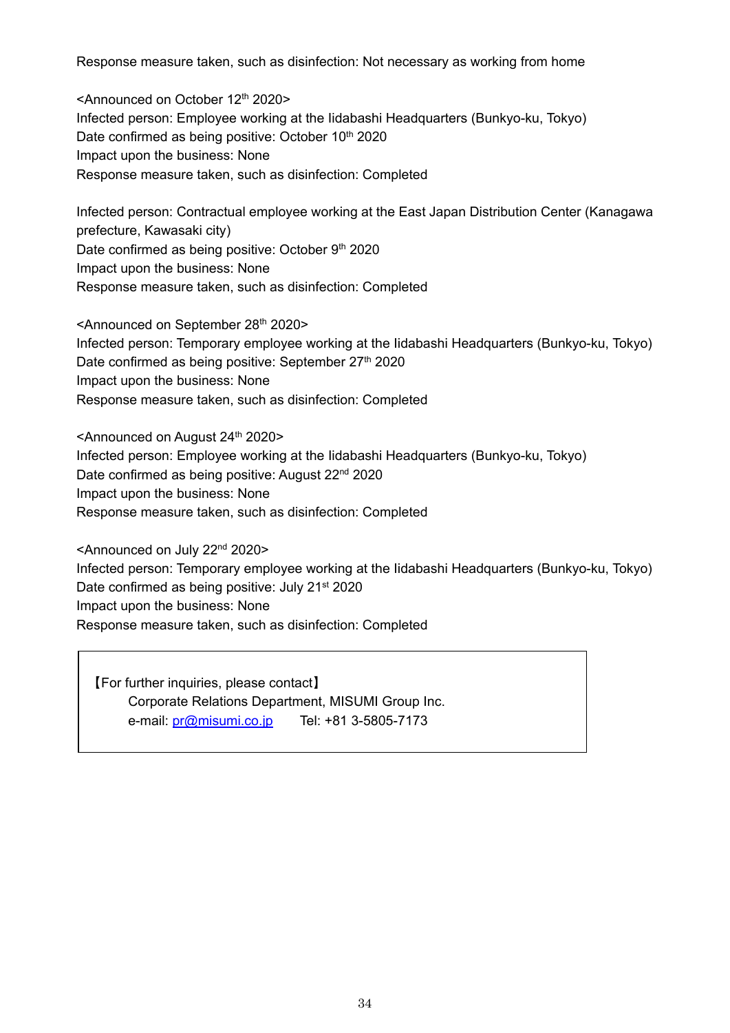Response measure taken, such as disinfection: Not necessary as working from home

<Announced on October 12th 2020>
Infected person: Employee working at the Iidabashi Headquarters (Bunkyo-ku, Tokyo)
Date confirmed as being positive: October 10th 2020
Impact upon the business: None
Response measure taken, such as disinfection: Completed

Infected person: Contractual employee working at the East Japan Distribution Center (Kanagawa prefecture, Kawasaki city)
Date confirmed as being positive: October 9th 2020
Impact upon the business: None
Response measure taken, such as disinfection: Completed

<Announced on September 28th 2020>
Infected person: Temporary employee working at the Iidabashi Headquarters (Bunkyo-ku, Tokyo)
Date confirmed as being positive: September 27th 2020
Impact upon the business: None
Response measure taken, such as disinfection: Completed

<Announced on August 24th 2020>
Infected person: Employee working at the Iidabashi Headquarters (Bunkyo-ku, Tokyo)
Date confirmed as being positive: August 22nd 2020
Impact upon the business: None
Response measure taken, such as disinfection: Completed

<Announced on July 22nd 2020>
Infected person: Temporary employee working at the Iidabashi Headquarters (Bunkyo-ku, Tokyo)
Date confirmed as being positive: July 21st 2020
Impact upon the business: None
Response measure taken, such as disinfection: Completed

【For further inquiries, please contact】
Corporate Relations Department, MISUMI Group Inc.
e-mail: pr@misumi.co.jp　　Tel: +81 3-5805-7173